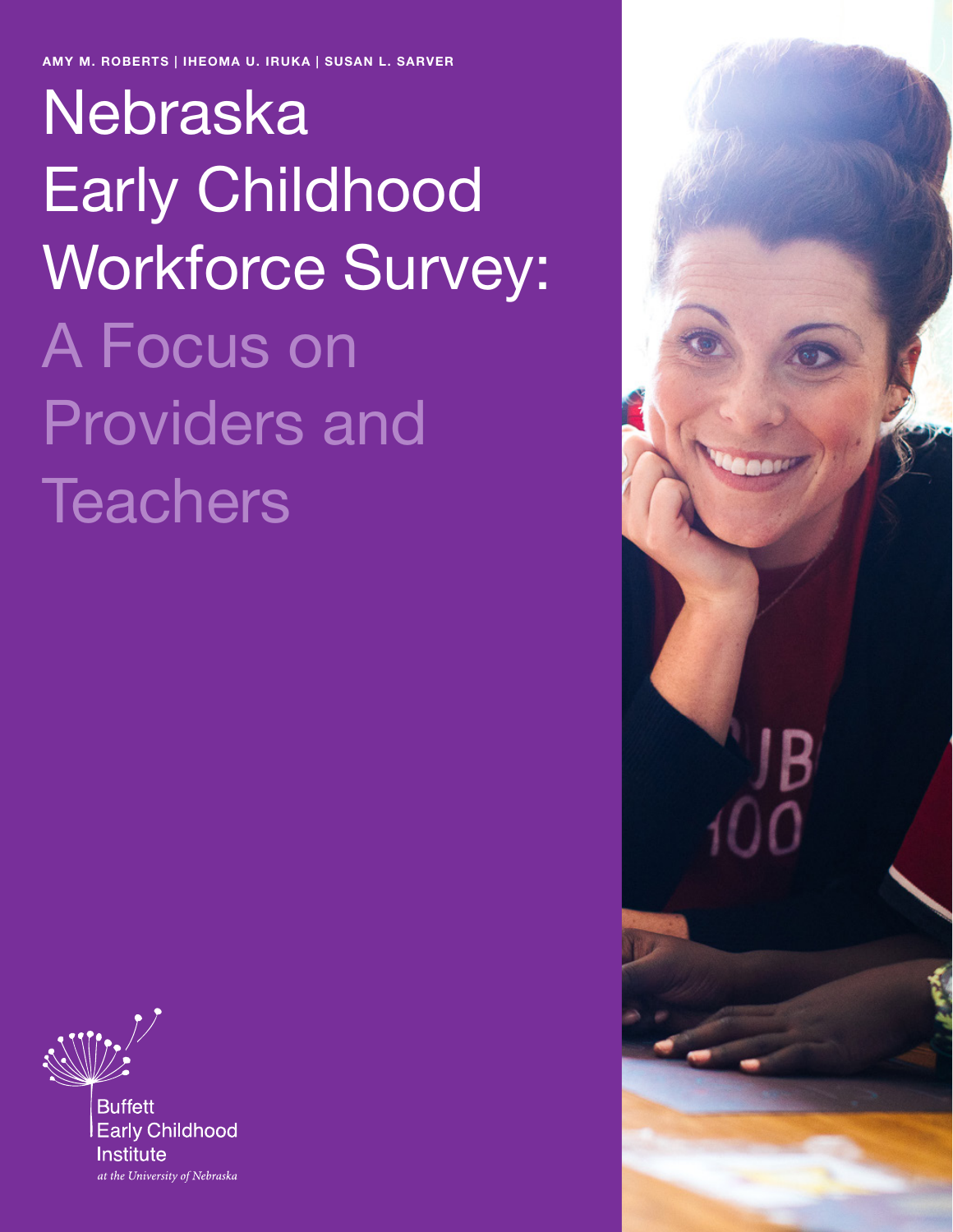AMY M. ROBERTS | IHEOMA U. IRUKA | SUSAN L. SARVER

# Nebraska Early Childhood Workforce Survey: A Focus on Providers and Teachers

Buffett Early Childhood Institute

*at the University of Nebraska*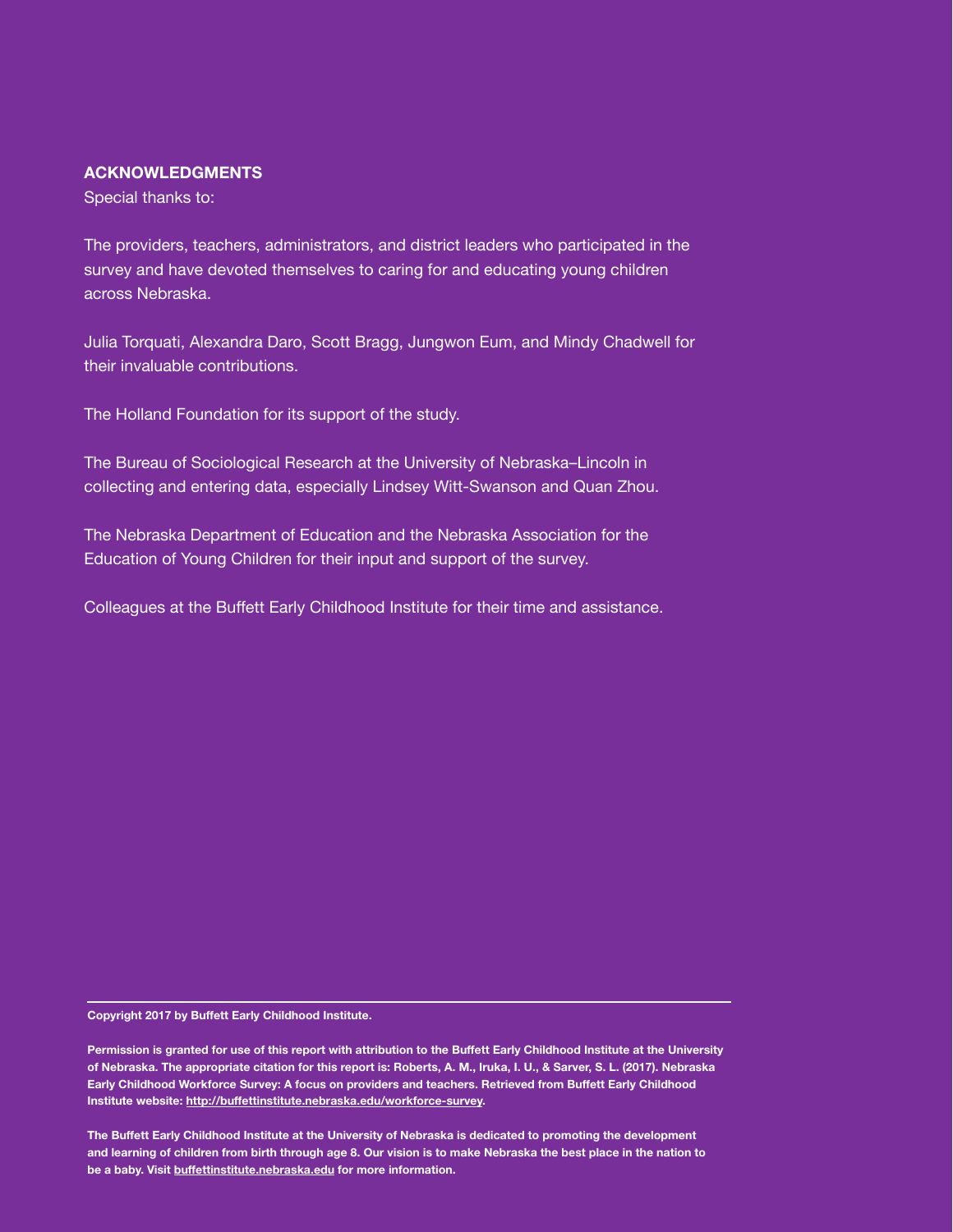## ACKNOWLEDGMENTS

Special thanks to:

The providers, teachers, administrators, and district leaders who participated in the survey and have devoted themselves to caring for and educating young children across Nebraska.

Julia Torquati, Alexandra Daro, Scott Bragg, Jungwon Eum, and Mindy Chadwell for their invaluable contributions.

The Holland Foundation for its support of the study.

The Bureau of Sociological Research at the University of Nebraska–Lincoln in collecting and entering data, especially Lindsey Witt-Swanson and Quan Zhou.

The Nebraska Department of Education and the Nebraska Association for the Education of Young Children for their input and support of the survey.

Colleagues at the Buffett Early Childhood Institute for their time and assistance.

---

**Copyright 2017 by Buffett Early Childhood Institute.**

**Permission is granted for use of this report with attribution to the Buffett Early Childhood Institute at the University of Nebraska. The appropriate citation for this report is: Roberts, A. M., Iruka, I. U., & Sarver, S. L. (2017). Nebraska Early Childhood Workforce Survey: A focus on providers and teachers. Retrieved from Buffett Early Childhood Institute website: http://buffettinstitute.nebraska.edu/workforce-survey.**

**The Buffett Early Childhood Institute at the University of Nebraska is dedicated to promoting the development and learning of children from birth through age 8. Our vision is to make Nebraska the best place in the nation to be a baby. Visit buffettinstitute.nebraska.edu for more information.**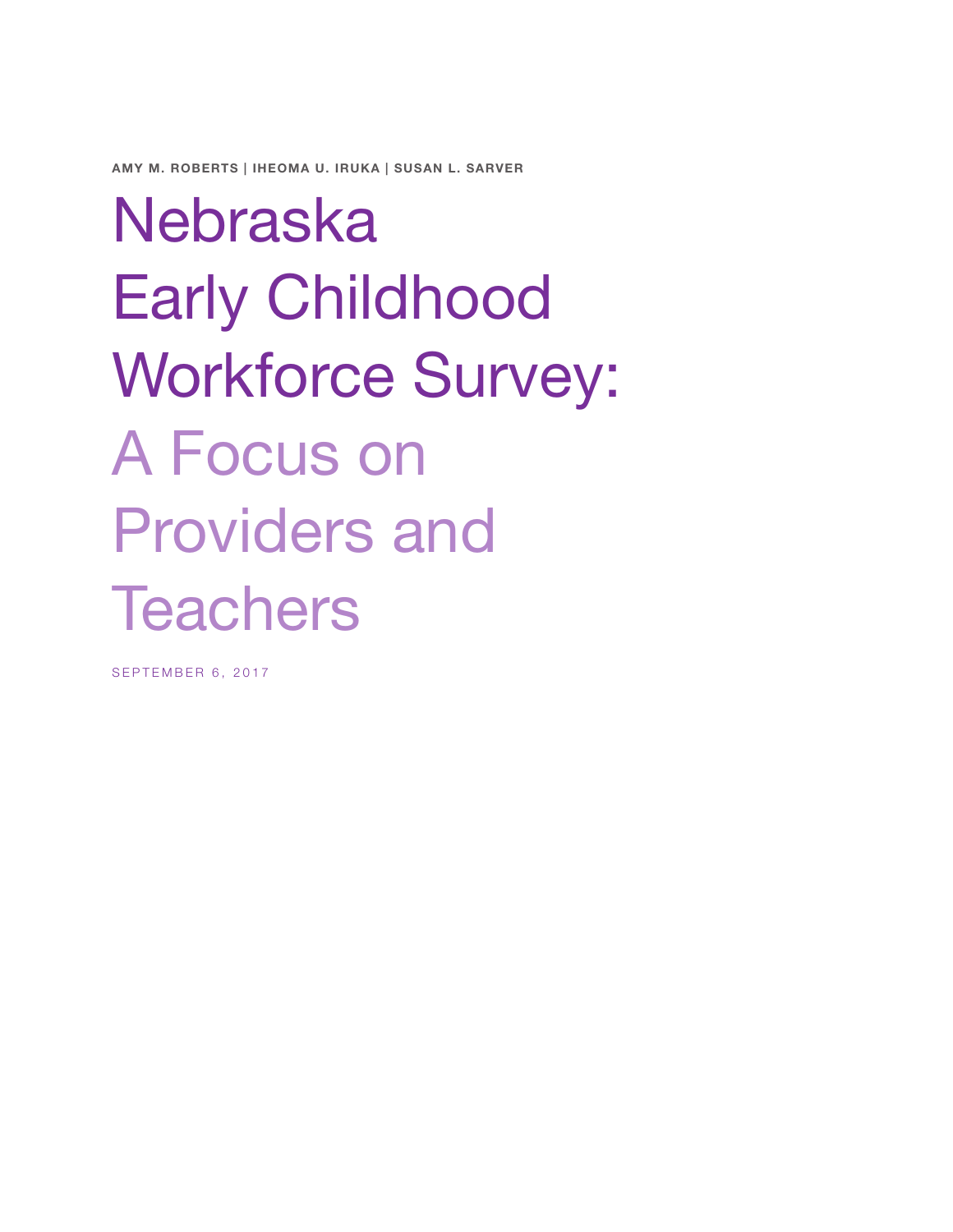AMY M. ROBERTS | IHEOMA U. IRUKA | SUSAN L. SARVER

# Nebraska Early Childhood Workforce Survey: A Focus on Providers and Teachers

SEPTEMBER 6, 2017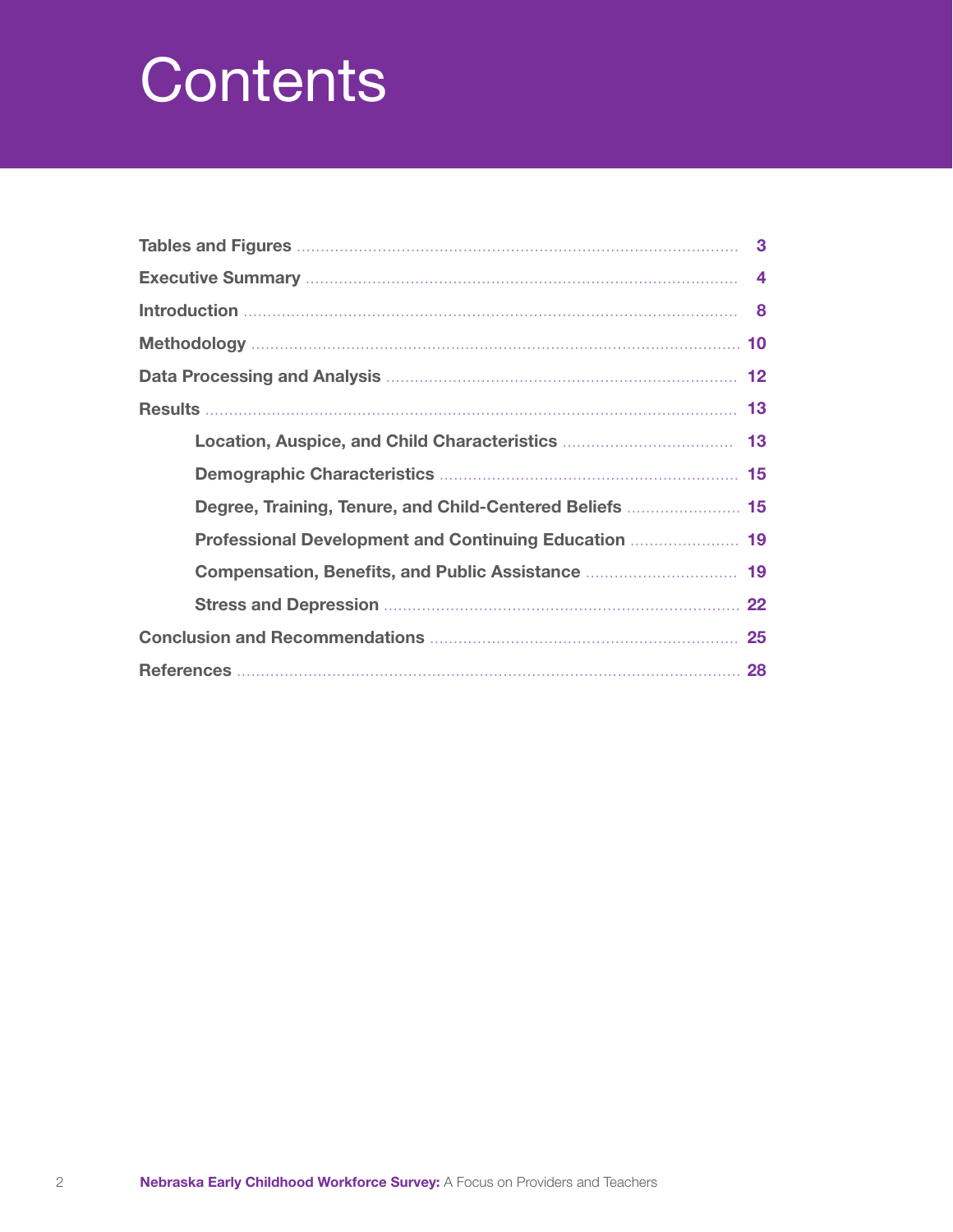# Contents

- Tables and Figures ........ 3
- Executive Summary ........ 4
- Introduction ........ 8
- Methodology ........ 10
- Data Processing and Analysis ........ 12
- Results ........ 13
    - Location, Auspice, and Child Characteristics ........ 13
    - Demographic Characteristics ........ 15
    - Degree, Training, Tenure, and Child-Centered Beliefs ........ 15
    - Professional Development and Continuing Education ........ 19
    - Compensation, Benefits, and Public Assistance ........ 19
    - Stress and Depression ........ 22
- Conclusion and Recommendations ........ 25
- References ........ 28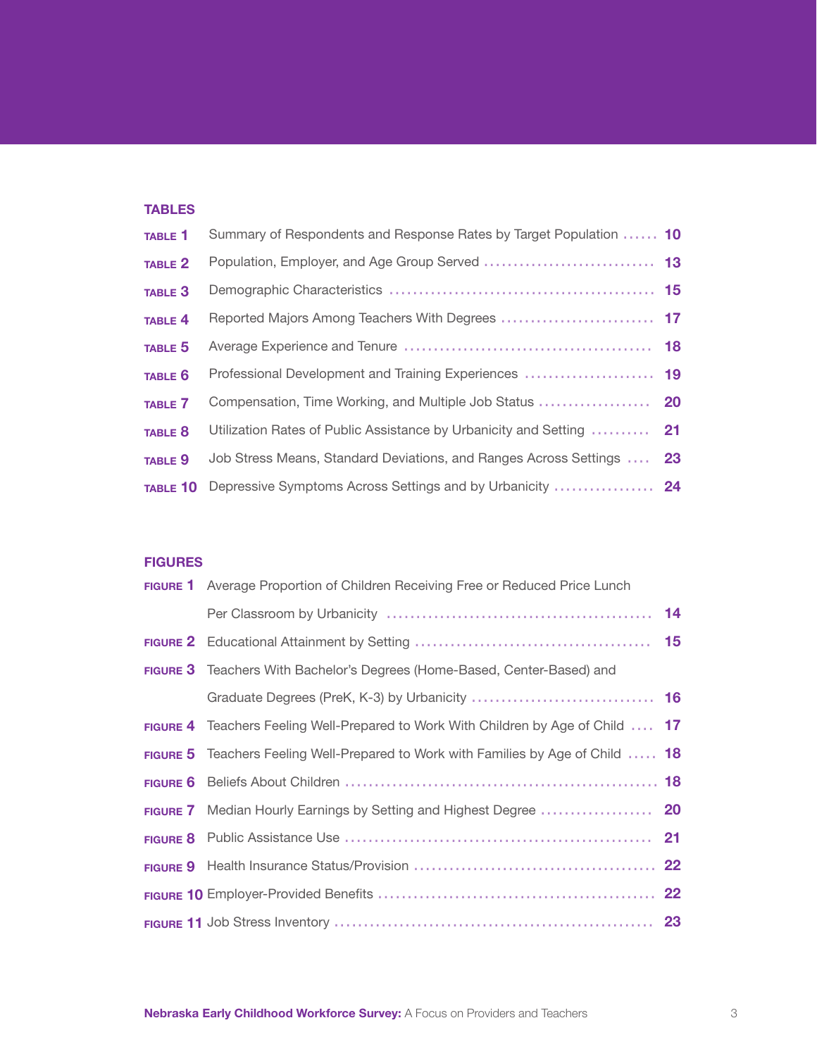## TABLES

| | | |
|---|---|---|
| **TABLE 1** | Summary of Respondents and Response Rates by Target Population | 10 |
| **TABLE 2** | Population, Employer, and Age Group Served | 13 |
| **TABLE 3** | Demographic Characteristics | 15 |
| **TABLE 4** | Reported Majors Among Teachers With Degrees | 17 |
| **TABLE 5** | Average Experience and Tenure | 18 |
| **TABLE 6** | Professional Development and Training Experiences | 19 |
| **TABLE 7** | Compensation, Time Working, and Multiple Job Status | 20 |
| **TABLE 8** | Utilization Rates of Public Assistance by Urbanicity and Setting | 21 |
| **TABLE 9** | Job Stress Means, Standard Deviations, and Ranges Across Settings | 23 |
| **TABLE 10** | Depressive Symptoms Across Settings and by Urbanicity | 24 |

## FIGURES

| | | |
|---|---|---|
| **FIGURE 1** | Average Proportion of Children Receiving Free or Reduced Price Lunch Per Classroom by Urbanicity | 14 |
| **FIGURE 2** | Educational Attainment by Setting | 15 |
| **FIGURE 3** | Teachers With Bachelor's Degrees (Home-Based, Center-Based) and Graduate Degrees (PreK, K-3) by Urbanicity | 16 |
| **FIGURE 4** | Teachers Feeling Well-Prepared to Work With Children by Age of Child | 17 |
| **FIGURE 5** | Teachers Feeling Well-Prepared to Work with Families by Age of Child | 18 |
| **FIGURE 6** | Beliefs About Children | 18 |
| **FIGURE 7** | Median Hourly Earnings by Setting and Highest Degree | 20 |
| **FIGURE 8** | Public Assistance Use | 21 |
| **FIGURE 9** | Health Insurance Status/Provision | 22 |
| **FIGURE 10** | Employer-Provided Benefits | 22 |
| **FIGURE 11** | Job Stress Inventory | 23 |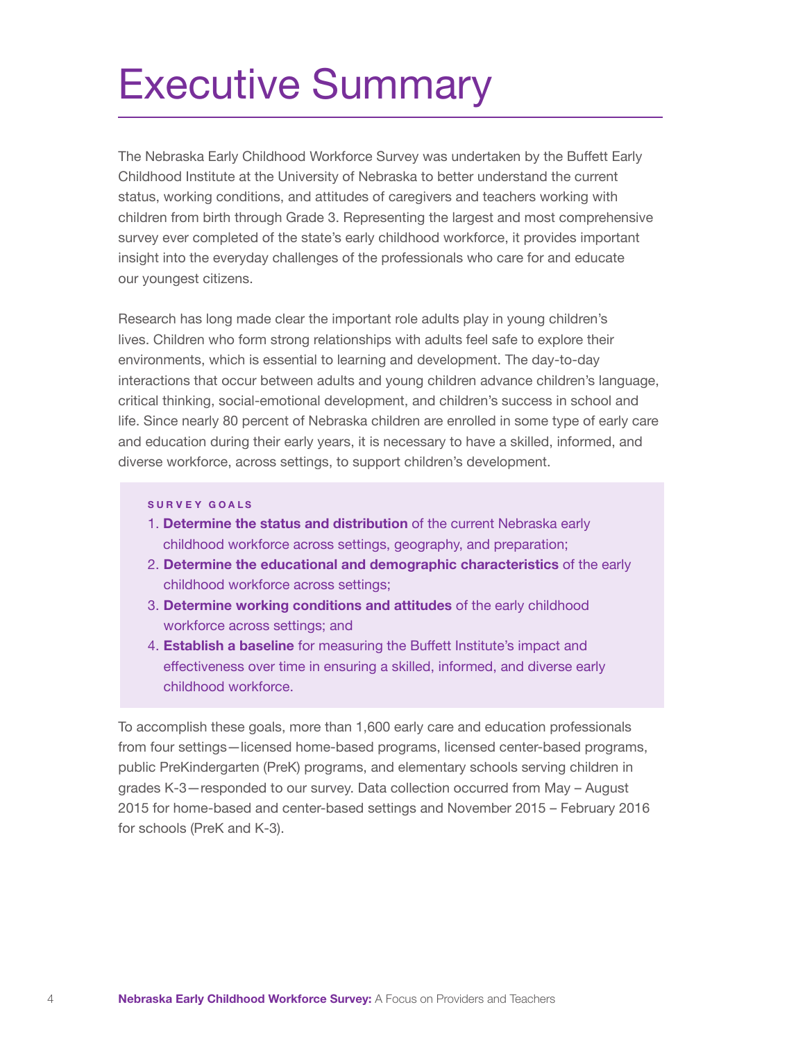# Executive Summary

The Nebraska Early Childhood Workforce Survey was undertaken by the Buffett Early Childhood Institute at the University of Nebraska to better understand the current status, working conditions, and attitudes of caregivers and teachers working with children from birth through Grade 3. Representing the largest and most comprehensive survey ever completed of the state's early childhood workforce, it provides important insight into the everyday challenges of the professionals who care for and educate our youngest citizens.

Research has long made clear the important role adults play in young children's lives. Children who form strong relationships with adults feel safe to explore their environments, which is essential to learning and development. The day-to-day interactions that occur between adults and young children advance children's language, critical thinking, social-emotional development, and children's success in school and life. Since nearly 80 percent of Nebraska children are enrolled in some type of early care and education during their early years, it is necessary to have a skilled, informed, and diverse workforce, across settings, to support children's development.

**SURVEY GOALS**

1. **Determine the status and distribution** of the current Nebraska early childhood workforce across settings, geography, and preparation;
2. **Determine the educational and demographic characteristics** of the early childhood workforce across settings;
3. **Determine working conditions and attitudes** of the early childhood workforce across settings; and
4. **Establish a baseline** for measuring the Buffett Institute's impact and effectiveness over time in ensuring a skilled, informed, and diverse early childhood workforce.

To accomplish these goals, more than 1,600 early care and education professionals from four settings—licensed home-based programs, licensed center-based programs, public PreKindergarten (PreK) programs, and elementary schools serving children in grades K-3—responded to our survey. Data collection occurred from May – August 2015 for home-based and center-based settings and November 2015 – February 2016 for schools (PreK and K-3).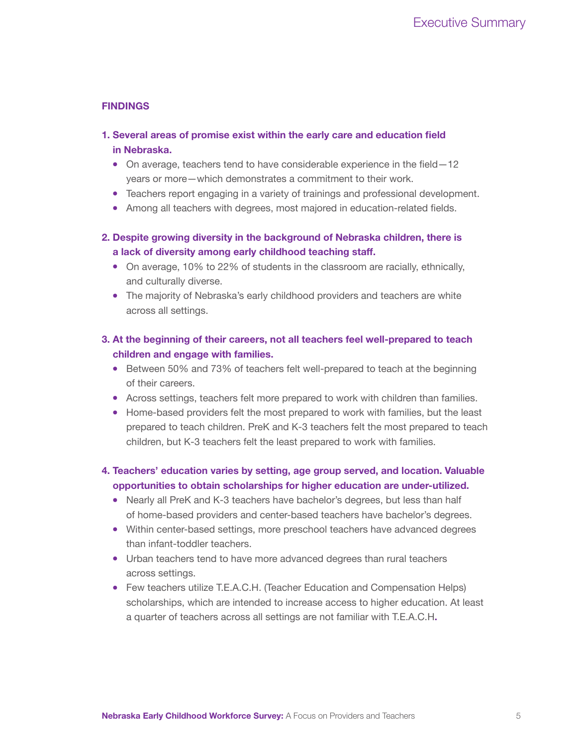## FINDINGS

### 1. Several areas of promise exist within the early care and education field in Nebraska.

- On average, teachers tend to have considerable experience in the field—12 years or more—which demonstrates a commitment to their work.
- Teachers report engaging in a variety of trainings and professional development.
- Among all teachers with degrees, most majored in education-related fields.

### 2. Despite growing diversity in the background of Nebraska children, there is a lack of diversity among early childhood teaching staff.

- On average, 10% to 22% of students in the classroom are racially, ethnically, and culturally diverse.
- The majority of Nebraska's early childhood providers and teachers are white across all settings.

### 3. At the beginning of their careers, not all teachers feel well-prepared to teach children and engage with families.

- Between 50% and 73% of teachers felt well-prepared to teach at the beginning of their careers.
- Across settings, teachers felt more prepared to work with children than families.
- Home-based providers felt the most prepared to work with families, but the least prepared to teach children. PreK and K-3 teachers felt the most prepared to teach children, but K-3 teachers felt the least prepared to work with families.

### 4. Teachers' education varies by setting, age group served, and location. Valuable opportunities to obtain scholarships for higher education are under-utilized.

- Nearly all PreK and K-3 teachers have bachelor's degrees, but less than half of home-based providers and center-based teachers have bachelor's degrees.
- Within center-based settings, more preschool teachers have advanced degrees than infant-toddler teachers.
- Urban teachers tend to have more advanced degrees than rural teachers across settings.
- Few teachers utilize T.E.A.C.H. (Teacher Education and Compensation Helps) scholarships, which are intended to increase access to higher education. At least a quarter of teachers across all settings are not familiar with T.E.A.C.H**.**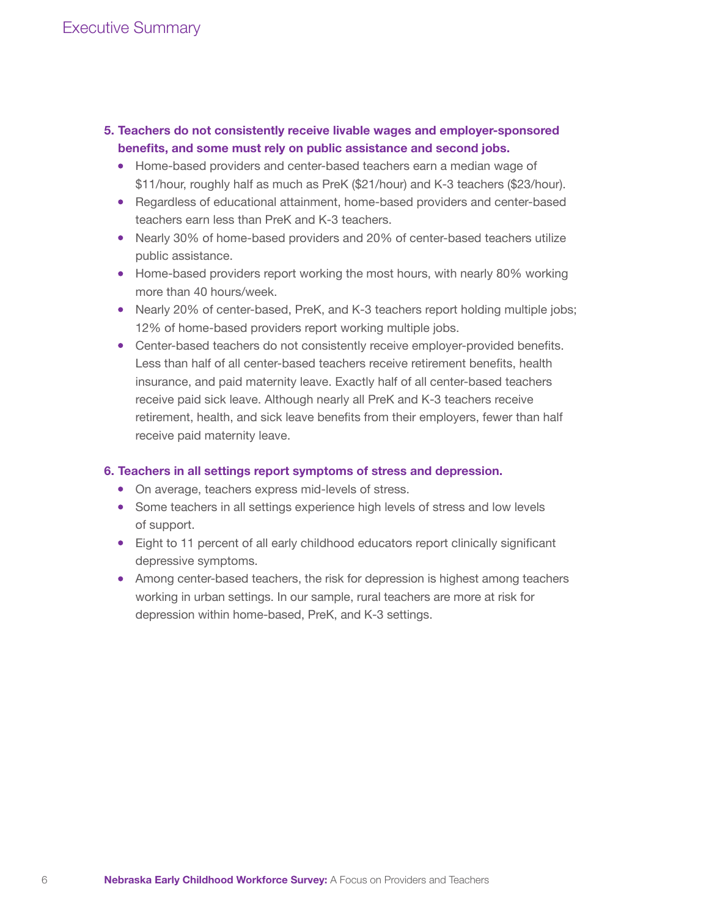**5. Teachers do not consistently receive livable wages and employer-sponsored benefits, and some must rely on public assistance and second jobs.**

- Home-based providers and center-based teachers earn a median wage of $11/hour, roughly half as much as PreK ($21/hour) and K-3 teachers ($23/hour).
- Regardless of educational attainment, home-based providers and center-based teachers earn less than PreK and K-3 teachers.
- Nearly 30% of home-based providers and 20% of center-based teachers utilize public assistance.
- Home-based providers report working the most hours, with nearly 80% working more than 40 hours/week.
- Nearly 20% of center-based, PreK, and K-3 teachers report holding multiple jobs; 12% of home-based providers report working multiple jobs.
- Center-based teachers do not consistently receive employer-provided benefits. Less than half of all center-based teachers receive retirement benefits, health insurance, and paid maternity leave. Exactly half of all center-based teachers receive paid sick leave. Although nearly all PreK and K-3 teachers receive retirement, health, and sick leave benefits from their employers, fewer than half receive paid maternity leave.

**6. Teachers in all settings report symptoms of stress and depression.**

- On average, teachers express mid-levels of stress.
- Some teachers in all settings experience high levels of stress and low levels of support.
- Eight to 11 percent of all early childhood educators report clinically significant depressive symptoms.
- Among center-based teachers, the risk for depression is highest among teachers working in urban settings. In our sample, rural teachers are more at risk for depression within home-based, PreK, and K-3 settings.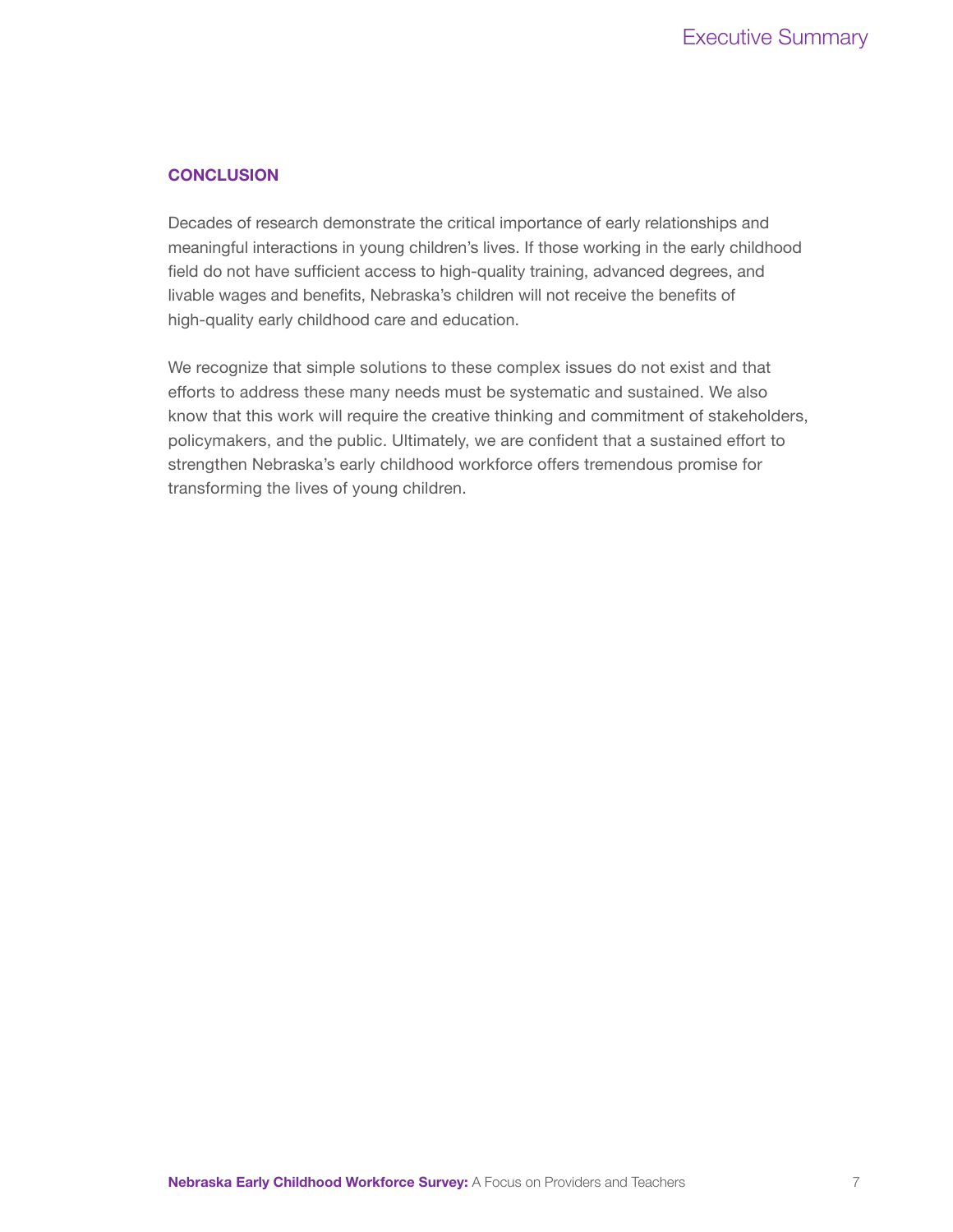## CONCLUSION

Decades of research demonstrate the critical importance of early relationships and meaningful interactions in young children's lives. If those working in the early childhood field do not have sufficient access to high-quality training, advanced degrees, and livable wages and benefits, Nebraska's children will not receive the benefits of high-quality early childhood care and education.

We recognize that simple solutions to these complex issues do not exist and that efforts to address these many needs must be systematic and sustained. We also know that this work will require the creative thinking and commitment of stakeholders, policymakers, and the public. Ultimately, we are confident that a sustained effort to strengthen Nebraska's early childhood workforce offers tremendous promise for transforming the lives of young children.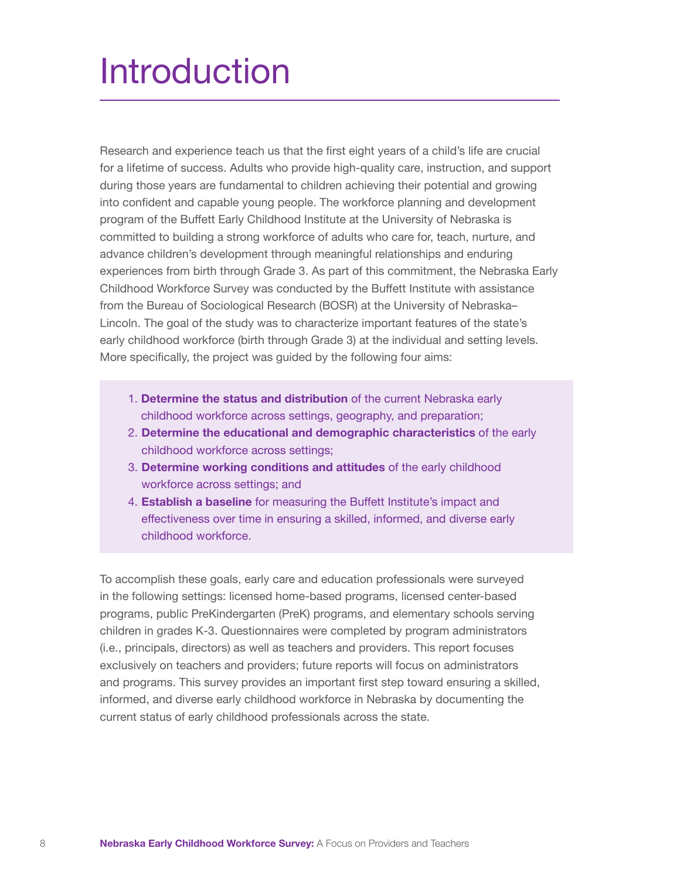# Introduction

Research and experience teach us that the first eight years of a child's life are crucial for a lifetime of success. Adults who provide high-quality care, instruction, and support during those years are fundamental to children achieving their potential and growing into confident and capable young people. The workforce planning and development program of the Buffett Early Childhood Institute at the University of Nebraska is committed to building a strong workforce of adults who care for, teach, nurture, and advance children's development through meaningful relationships and enduring experiences from birth through Grade 3. As part of this commitment, the Nebraska Early Childhood Workforce Survey was conducted by the Buffett Institute with assistance from the Bureau of Sociological Research (BOSR) at the University of Nebraska–Lincoln. The goal of the study was to characterize important features of the state's early childhood workforce (birth through Grade 3) at the individual and setting levels. More specifically, the project was guided by the following four aims:

1. **Determine the status and distribution** of the current Nebraska early childhood workforce across settings, geography, and preparation;
2. **Determine the educational and demographic characteristics** of the early childhood workforce across settings;
3. **Determine working conditions and attitudes** of the early childhood workforce across settings; and
4. **Establish a baseline** for measuring the Buffett Institute's impact and effectiveness over time in ensuring a skilled, informed, and diverse early childhood workforce.

To accomplish these goals, early care and education professionals were surveyed in the following settings: licensed home-based programs, licensed center-based programs, public PreKindergarten (PreK) programs, and elementary schools serving children in grades K-3. Questionnaires were completed by program administrators (i.e., principals, directors) as well as teachers and providers. This report focuses exclusively on teachers and providers; future reports will focus on administrators and programs. This survey provides an important first step toward ensuring a skilled, informed, and diverse early childhood workforce in Nebraska by documenting the current status of early childhood professionals across the state.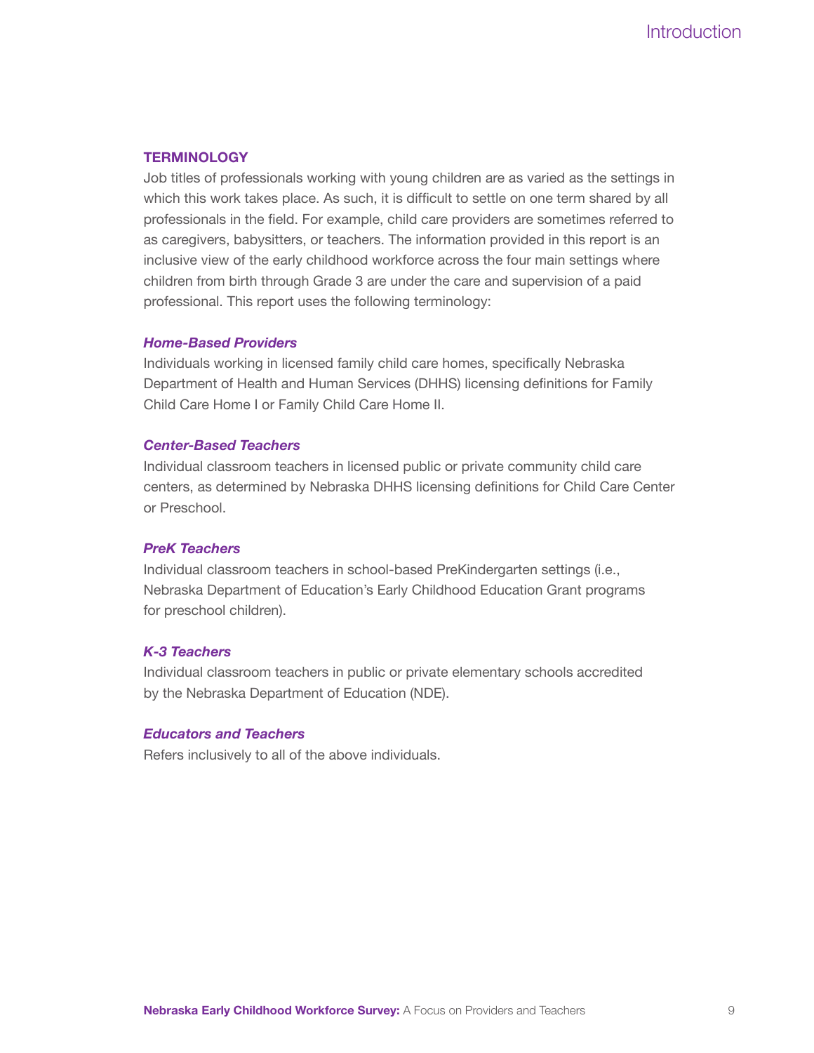## TERMINOLOGY

Job titles of professionals working with young children are as varied as the settings in which this work takes place. As such, it is difficult to settle on one term shared by all professionals in the field. For example, child care providers are sometimes referred to as caregivers, babysitters, or teachers. The information provided in this report is an inclusive view of the early childhood workforce across the four main settings where children from birth through Grade 3 are under the care and supervision of a paid professional. This report uses the following terminology:

### *Home-Based Providers*

Individuals working in licensed family child care homes, specifically Nebraska Department of Health and Human Services (DHHS) licensing definitions for Family Child Care Home I or Family Child Care Home II.

### *Center-Based Teachers*

Individual classroom teachers in licensed public or private community child care centers, as determined by Nebraska DHHS licensing definitions for Child Care Center or Preschool.

### *PreK Teachers*

Individual classroom teachers in school-based PreKindergarten settings (i.e., Nebraska Department of Education's Early Childhood Education Grant programs for preschool children).

### *K-3 Teachers*

Individual classroom teachers in public or private elementary schools accredited by the Nebraska Department of Education (NDE).

### *Educators and Teachers*

Refers inclusively to all of the above individuals.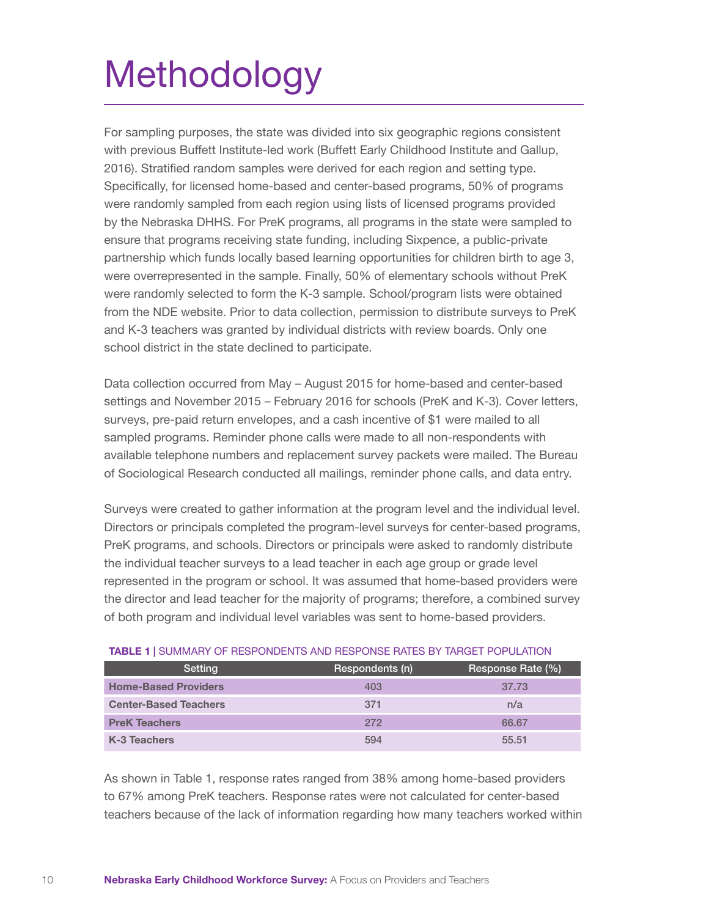# Methodology

For sampling purposes, the state was divided into six geographic regions consistent with previous Buffett Institute-led work (Buffett Early Childhood Institute and Gallup, 2016). Stratified random samples were derived for each region and setting type. Specifically, for licensed home-based and center-based programs, 50% of programs were randomly sampled from each region using lists of licensed programs provided by the Nebraska DHHS. For PreK programs, all programs in the state were sampled to ensure that programs receiving state funding, including Sixpence, a public-private partnership which funds locally based learning opportunities for children birth to age 3, were overrepresented in the sample. Finally, 50% of elementary schools without PreK were randomly selected to form the K-3 sample. School/program lists were obtained from the NDE website. Prior to data collection, permission to distribute surveys to PreK and K-3 teachers was granted by individual districts with review boards. Only one school district in the state declined to participate.

Data collection occurred from May – August 2015 for home-based and center-based settings and November 2015 – February 2016 for schools (PreK and K-3). Cover letters, surveys, pre-paid return envelopes, and a cash incentive of $1 were mailed to all sampled programs. Reminder phone calls were made to all non-respondents with available telephone numbers and replacement survey packets were mailed. The Bureau of Sociological Research conducted all mailings, reminder phone calls, and data entry.

Surveys were created to gather information at the program level and the individual level. Directors or principals completed the program-level surveys for center-based programs, PreK programs, and schools. Directors or principals were asked to randomly distribute the individual teacher surveys to a lead teacher in each age group or grade level represented in the program or school. It was assumed that home-based providers were the director and lead teacher for the majority of programs; therefore, a combined survey of both program and individual level variables was sent to home-based providers.

**TABLE 1 |** SUMMARY OF RESPONDENTS AND RESPONSE RATES BY TARGET POPULATION

| Setting | Respondents (n) | Response Rate (%) |
|---|---|---|
| **Home-Based Providers** | 403 | 37.73 |
| **Center-Based Teachers** | 371 | n/a |
| **PreK Teachers** | 272 | 66.67 |
| **K-3 Teachers** | 594 | 55.51 |

As shown in Table 1, response rates ranged from 38% among home-based providers to 67% among PreK teachers. Response rates were not calculated for center-based teachers because of the lack of information regarding how many teachers worked within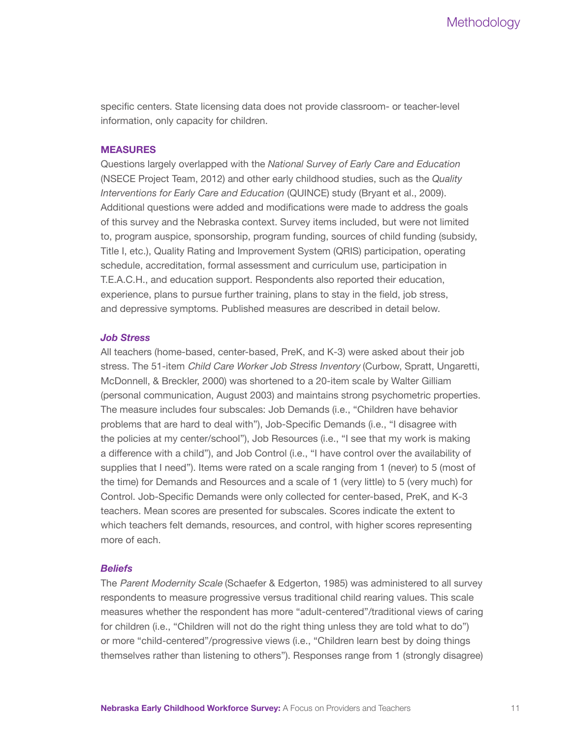specific centers. State licensing data does not provide classroom- or teacher-level information, only capacity for children.

## MEASURES

Questions largely overlapped with the *National Survey of Early Care and Education* (NSECE Project Team, 2012) and other early childhood studies, such as the *Quality Interventions for Early Care and Education* (QUINCE) study (Bryant et al., 2009). Additional questions were added and modifications were made to address the goals of this survey and the Nebraska context. Survey items included, but were not limited to, program auspice, sponsorship, program funding, sources of child funding (subsidy, Title I, etc.), Quality Rating and Improvement System (QRIS) participation, operating schedule, accreditation, formal assessment and curriculum use, participation in T.E.A.C.H., and education support. Respondents also reported their education, experience, plans to pursue further training, plans to stay in the field, job stress, and depressive symptoms. Published measures are described in detail below.

### *Job Stress*

All teachers (home-based, center-based, PreK, and K-3) were asked about their job stress. The 51-item *Child Care Worker Job Stress Inventory* (Curbow, Spratt, Ungaretti, McDonnell, & Breckler, 2000) was shortened to a 20-item scale by Walter Gilliam (personal communication, August 2003) and maintains strong psychometric properties. The measure includes four subscales: Job Demands (i.e., "Children have behavior problems that are hard to deal with"), Job-Specific Demands (i.e., "I disagree with the policies at my center/school"), Job Resources (i.e., "I see that my work is making a difference with a child"), and Job Control (i.e., "I have control over the availability of supplies that I need"). Items were rated on a scale ranging from 1 (never) to 5 (most of the time) for Demands and Resources and a scale of 1 (very little) to 5 (very much) for Control. Job-Specific Demands were only collected for center-based, PreK, and K-3 teachers. Mean scores are presented for subscales. Scores indicate the extent to which teachers felt demands, resources, and control, with higher scores representing more of each.

### *Beliefs*

The *Parent Modernity Scale* (Schaefer & Edgerton, 1985) was administered to all survey respondents to measure progressive versus traditional child rearing values. This scale measures whether the respondent has more "adult-centered"/traditional views of caring for children (i.e., "Children will not do the right thing unless they are told what to do") or more "child-centered"/progressive views (i.e., "Children learn best by doing things themselves rather than listening to others"). Responses range from 1 (strongly disagree)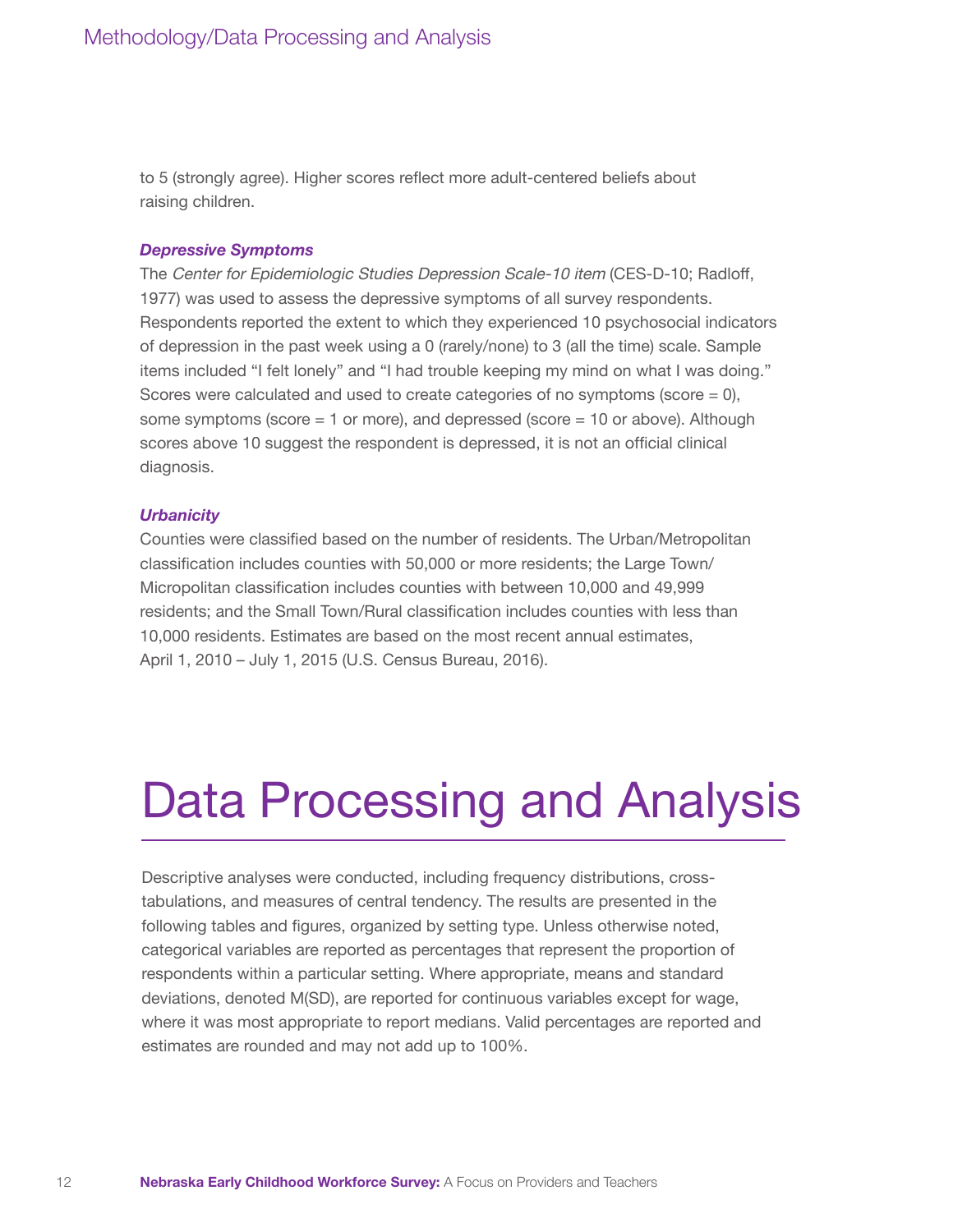to 5 (strongly agree). Higher scores reflect more adult-centered beliefs about raising children.

### *Depressive Symptoms*

The *Center for Epidemiologic Studies Depression Scale-10 item* (CES-D-10; Radloff, 1977) was used to assess the depressive symptoms of all survey respondents. Respondents reported the extent to which they experienced 10 psychosocial indicators of depression in the past week using a 0 (rarely/none) to 3 (all the time) scale. Sample items included “I felt lonely” and “I had trouble keeping my mind on what I was doing.” Scores were calculated and used to create categories of no symptoms (score = 0), some symptoms (score = 1 or more), and depressed (score = 10 or above). Although scores above 10 suggest the respondent is depressed, it is not an official clinical diagnosis.

### *Urbanicity*

Counties were classified based on the number of residents. The Urban/Metropolitan classification includes counties with 50,000 or more residents; the Large Town/Micropolitan classification includes counties with between 10,000 and 49,999 residents; and the Small Town/Rural classification includes counties with less than 10,000 residents. Estimates are based on the most recent annual estimates, April 1, 2010 – July 1, 2015 (U.S. Census Bureau, 2016).

# Data Processing and Analysis

Descriptive analyses were conducted, including frequency distributions, cross-tabulations, and measures of central tendency. The results are presented in the following tables and figures, organized by setting type. Unless otherwise noted, categorical variables are reported as percentages that represent the proportion of respondents within a particular setting. Where appropriate, means and standard deviations, denoted M(SD), are reported for continuous variables except for wage, where it was most appropriate to report medians. Valid percentages are reported and estimates are rounded and may not add up to 100%.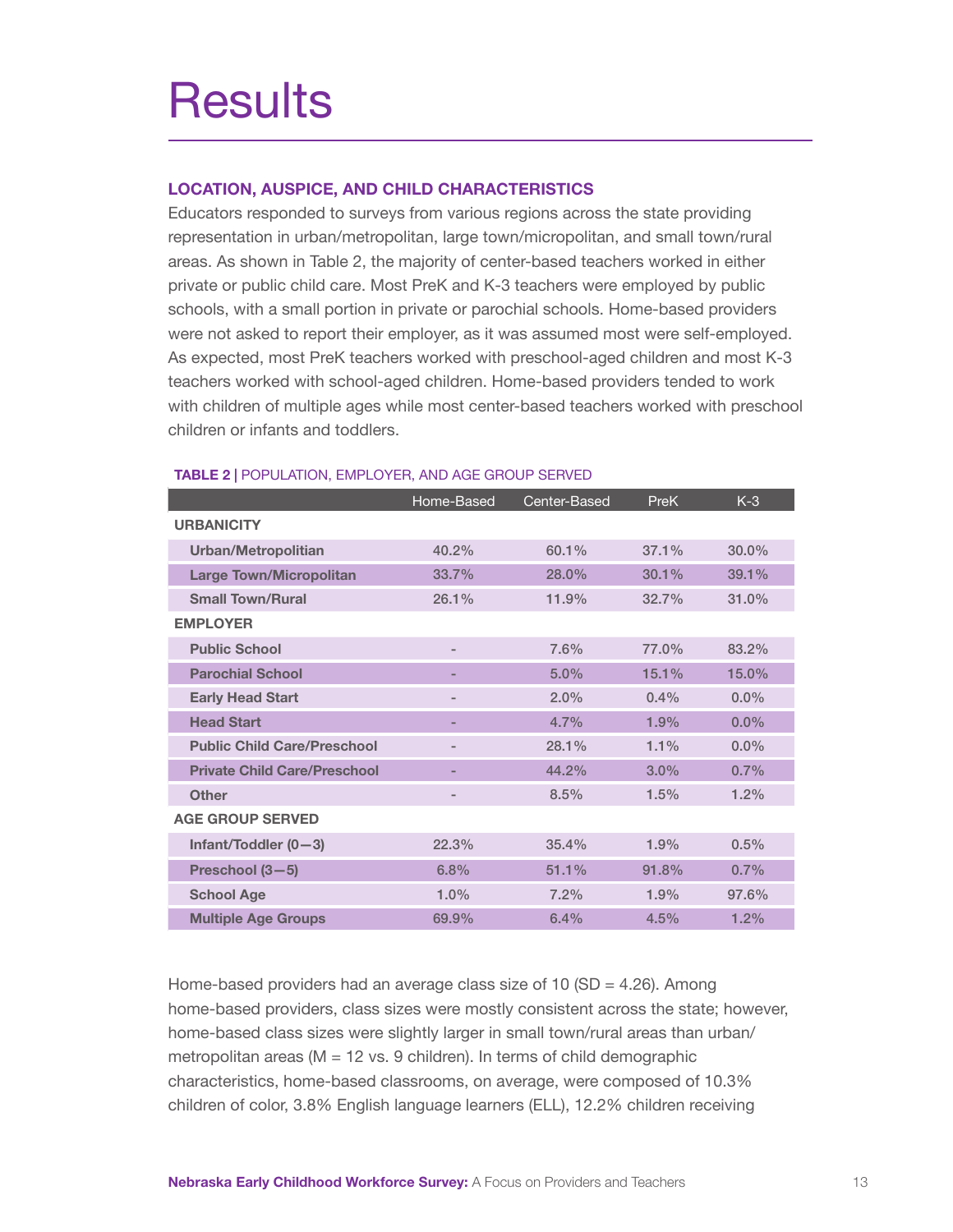# Results

### LOCATION, AUSPICE, AND CHILD CHARACTERISTICS

Educators responded to surveys from various regions across the state providing representation in urban/metropolitan, large town/micropolitan, and small town/rural areas. As shown in Table 2, the majority of center-based teachers worked in either private or public child care. Most PreK and K-3 teachers were employed by public schools, with a small portion in private or parochial schools. Home-based providers were not asked to report their employer, as it was assumed most were self-employed. As expected, most PreK teachers worked with preschool-aged children and most K-3 teachers worked with school-aged children. Home-based providers tended to work with children of multiple ages while most center-based teachers worked with preschool children or infants and toddlers.

**TABLE 2 |** POPULATION, EMPLOYER, AND AGE GROUP SERVED

| | Home-Based | Center-Based | PreK | K-3 |
|---|---|---|---|---|
| **URBANICITY** | | | | |
| Urban/Metropolitian | 40.2% | 60.1% | 37.1% | 30.0% |
| Large Town/Micropolitan | 33.7% | 28.0% | 30.1% | 39.1% |
| Small Town/Rural | 26.1% | 11.9% | 32.7% | 31.0% |
| **EMPLOYER** | | | | |
| Public School | - | 7.6% | 77.0% | 83.2% |
| Parochial School | - | 5.0% | 15.1% | 15.0% |
| Early Head Start | - | 2.0% | 0.4% | 0.0% |
| Head Start | - | 4.7% | 1.9% | 0.0% |
| Public Child Care/Preschool | - | 28.1% | 1.1% | 0.0% |
| Private Child Care/Preschool | - | 44.2% | 3.0% | 0.7% |
| Other | - | 8.5% | 1.5% | 1.2% |
| **AGE GROUP SERVED** | | | | |
| Infant/Toddler (0—3) | 22.3% | 35.4% | 1.9% | 0.5% |
| Preschool (3—5) | 6.8% | 51.1% | 91.8% | 0.7% |
| School Age | 1.0% | 7.2% | 1.9% | 97.6% |
| Multiple Age Groups | 69.9% | 6.4% | 4.5% | 1.2% |

Home-based providers had an average class size of 10 (SD = 4.26). Among home-based providers, class sizes were mostly consistent across the state; however, home-based class sizes were slightly larger in small town/rural areas than urban/metropolitan areas (M = 12 vs. 9 children). In terms of child demographic characteristics, home-based classrooms, on average, were composed of 10.3% children of color, 3.8% English language learners (ELL), 12.2% children receiving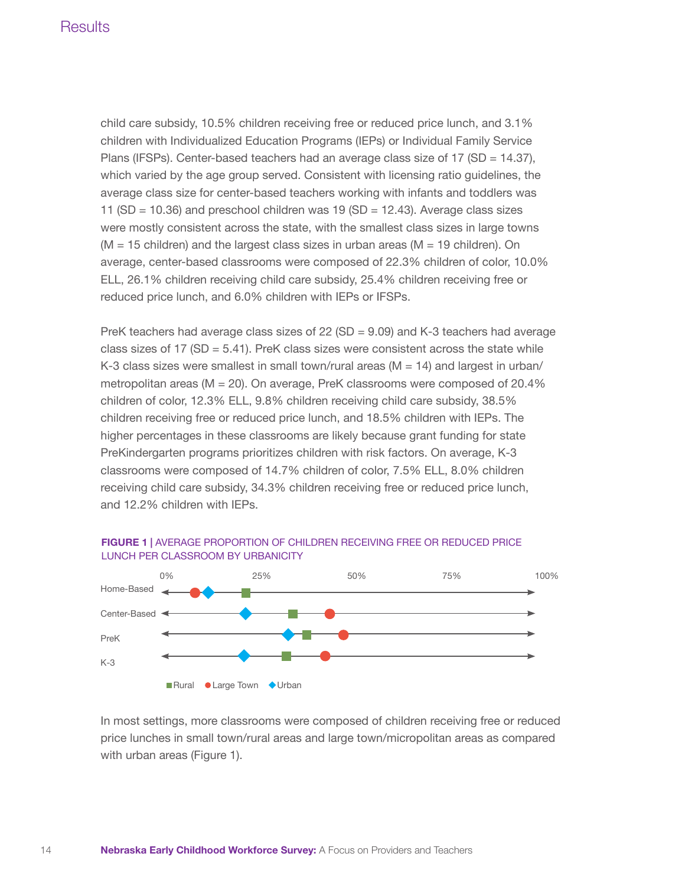child care subsidy, 10.5% children receiving free or reduced price lunch, and 3.1% children with Individualized Education Programs (IEPs) or Individual Family Service Plans (IFSPs). Center-based teachers had an average class size of 17 (SD = 14.37), which varied by the age group served. Consistent with licensing ratio guidelines, the average class size for center-based teachers working with infants and toddlers was 11 (SD = 10.36) and preschool children was 19 (SD = 12.43). Average class sizes were mostly consistent across the state, with the smallest class sizes in large towns (M = 15 children) and the largest class sizes in urban areas (M = 19 children). On average, center-based classrooms were composed of 22.3% children of color, 10.0% ELL, 26.1% children receiving child care subsidy, 25.4% children receiving free or reduced price lunch, and 6.0% children with IEPs or IFSPs.

PreK teachers had average class sizes of 22 (SD = 9.09) and K-3 teachers had average class sizes of 17 (SD = 5.41). PreK class sizes were consistent across the state while K-3 class sizes were smallest in small town/rural areas (M = 14) and largest in urban/metropolitan areas (M = 20). On average, PreK classrooms were composed of 20.4% children of color, 12.3% ELL, 9.8% children receiving child care subsidy, 38.5% children receiving free or reduced price lunch, and 18.5% children with IEPs. The higher percentages in these classrooms are likely because grant funding for state PreKindergarten programs prioritizes children with risk factors. On average, K-3 classrooms were composed of 14.7% children of color, 7.5% ELL, 8.0% children receiving child care subsidy, 34.3% children receiving free or reduced price lunch, and 12.2% children with IEPs.

**FIGURE 1 |** AVERAGE PROPORTION OF CHILDREN RECEIVING FREE OR REDUCED PRICE LUNCH PER CLASSROOM BY URBANICITY

0%
25%
50%
75%
100%

Home-Based
Center-Based
PreK
K-3

Rural
Large Town
Urban

In most settings, more classrooms were composed of children receiving free or reduced price lunches in small town/rural areas and large town/micropolitan areas as compared with urban areas (Figure 1).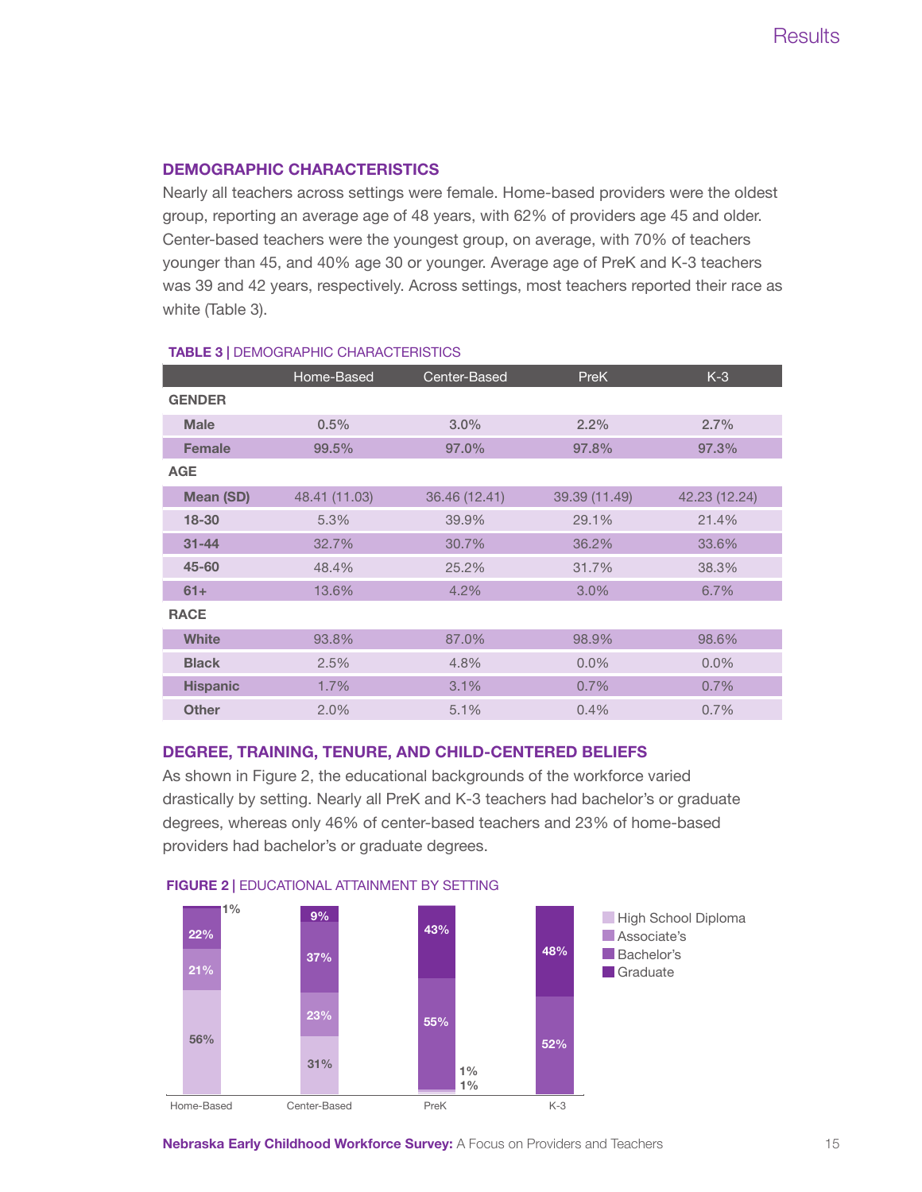## DEMOGRAPHIC CHARACTERISTICS

Nearly all teachers across settings were female. Home-based providers were the oldest group, reporting an average age of 48 years, with 62% of providers age 45 and older. Center-based teachers were the youngest group, on average, with 70% of teachers younger than 45, and 40% age 30 or younger. Average age of PreK and K-3 teachers was 39 and 42 years, respectively. Across settings, most teachers reported their race as white (Table 3).

**TABLE 3 |** DEMOGRAPHIC CHARACTERISTICS

| | Home-Based | Center-Based | PreK | K-3 |
|---|---|---|---|---|
| **GENDER** | | | | |
| **Male** | 0.5% | 3.0% | 2.2% | 2.7% |
| **Female** | 99.5% | 97.0% | 97.8% | 97.3% |
| **AGE** | | | | |
| **Mean (SD)** | 48.41 (11.03) | 36.46 (12.41) | 39.39 (11.49) | 42.23 (12.24) |
| **18-30** | 5.3% | 39.9% | 29.1% | 21.4% |
| **31-44** | 32.7% | 30.7% | 36.2% | 33.6% |
| **45-60** | 48.4% | 25.2% | 31.7% | 38.3% |
| **61+** | 13.6% | 4.2% | 3.0% | 6.7% |
| **RACE** | | | | |
| **White** | 93.8% | 87.0% | 98.9% | 98.6% |
| **Black** | 2.5% | 4.8% | 0.0% | 0.0% |
| **Hispanic** | 1.7% | 3.1% | 0.7% | 0.7% |
| **Other** | 2.0% | 5.1% | 0.4% | 0.7% |

## DEGREE, TRAINING, TENURE, AND CHILD-CENTERED BELIEFS

As shown in Figure 2, the educational backgrounds of the workforce varied drastically by setting. Nearly all PreK and K-3 teachers had bachelor's or graduate degrees, whereas only 46% of center-based teachers and 23% of home-based providers had bachelor's or graduate degrees.

**FIGURE 2 |** EDUCATIONAL ATTAINMENT BY SETTING

High School Diploma
Associate's
Bachelor's
Graduate

Home-Based: 1%, 22%, 21%, 56%
Center-Based: 9%, 37%, 23%, 31%
PreK: 43%, 55%, 1%, 1%
K-3: 48%, 52%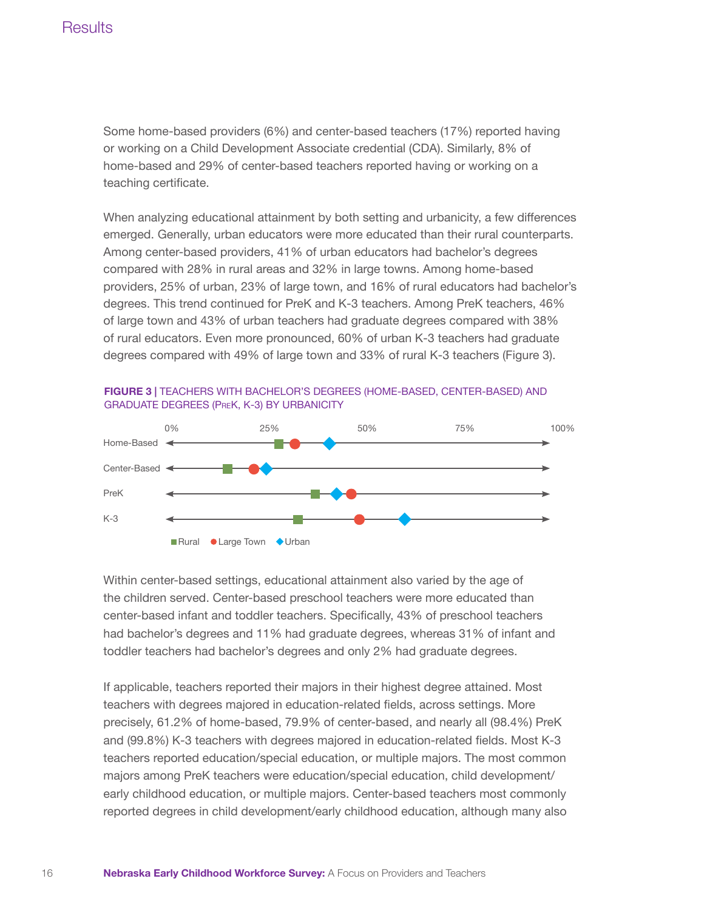Some home-based providers (6%) and center-based teachers (17%) reported having or working on a Child Development Associate credential (CDA). Similarly, 8% of home-based and 29% of center-based teachers reported having or working on a teaching certificate.

When analyzing educational attainment by both setting and urbanicity, a few differences emerged. Generally, urban educators were more educated than their rural counterparts. Among center-based providers, 41% of urban educators had bachelor's degrees compared with 28% in rural areas and 32% in large towns. Among home-based providers, 25% of urban, 23% of large town, and 16% of rural educators had bachelor's degrees. This trend continued for PreK and K-3 teachers. Among PreK teachers, 46% of large town and 43% of urban teachers had graduate degrees compared with 38% of rural educators. Even more pronounced, 60% of urban K-3 teachers had graduate degrees compared with 49% of large town and 33% of rural K-3 teachers (Figure 3).

**FIGURE 3 |** TEACHERS WITH BACHELOR'S DEGREES (HOME-BASED, CENTER-BASED) AND GRADUATE DEGREES (PreK, K-3) BY URBANICITY

0%
25%
50%
75%
100%

Home-Based
Center-Based
PreK
K-3

Rural
Large Town
Urban

Within center-based settings, educational attainment also varied by the age of the children served. Center-based preschool teachers were more educated than center-based infant and toddler teachers. Specifically, 43% of preschool teachers had bachelor's degrees and 11% had graduate degrees, whereas 31% of infant and toddler teachers had bachelor's degrees and only 2% had graduate degrees.

If applicable, teachers reported their majors in their highest degree attained. Most teachers with degrees majored in education-related fields, across settings. More precisely, 61.2% of home-based, 79.9% of center-based, and nearly all (98.4%) PreK and (99.8%) K-3 teachers with degrees majored in education-related fields. Most K-3 teachers reported education/special education, or multiple majors. The most common majors among PreK teachers were education/special education, child development/early childhood education, or multiple majors. Center-based teachers most commonly reported degrees in child development/early childhood education, although many also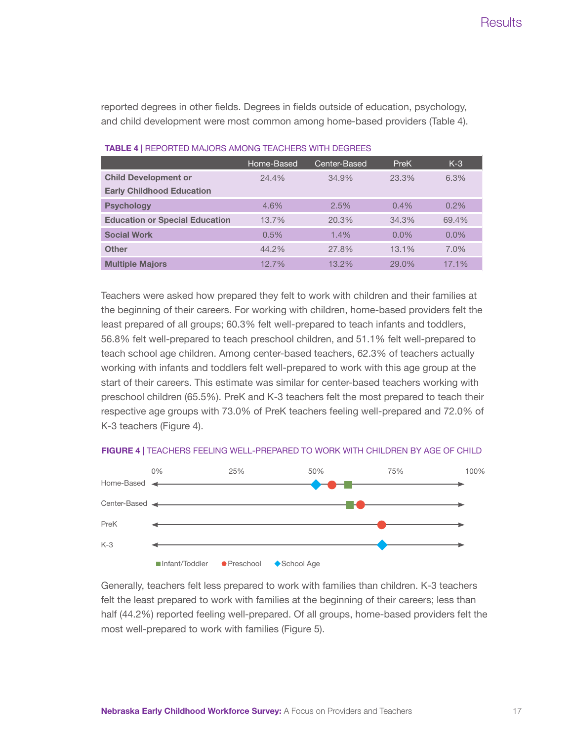reported degrees in other fields. Degrees in fields outside of education, psychology, and child development were most common among home-based providers (Table 4).

**TABLE 4 |** REPORTED MAJORS AMONG TEACHERS WITH DEGREES

| | Home-Based | Center-Based | PreK | K-3 |
|---|---|---|---|---|
| **Child Development or Early Childhood Education** | 24.4% | 34.9% | 23.3% | 6.3% |
| **Psychology** | 4.6% | 2.5% | 0.4% | 0.2% |
| **Education or Special Education** | 13.7% | 20.3% | 34.3% | 69.4% |
| **Social Work** | 0.5% | 1.4% | 0.0% | 0.0% |
| **Other** | 44.2% | 27.8% | 13.1% | 7.0% |
| **Multiple Majors** | 12.7% | 13.2% | 29.0% | 17.1% |

Teachers were asked how prepared they felt to work with children and their families at the beginning of their careers. For working with children, home-based providers felt the least prepared of all groups; 60.3% felt well-prepared to teach infants and toddlers, 56.8% felt well-prepared to teach preschool children, and 51.1% felt well-prepared to teach school age children. Among center-based teachers, 62.3% of teachers actually working with infants and toddlers felt well-prepared to work with this age group at the start of their careers. This estimate was similar for center-based teachers working with preschool children (65.5%). PreK and K-3 teachers felt the most prepared to teach their respective age groups with 73.0% of PreK teachers feeling well-prepared and 72.0% of K-3 teachers (Figure 4).

**FIGURE 4 |** TEACHERS FEELING WELL-PREPARED TO WORK WITH CHILDREN BY AGE OF CHILD

0%
25%
50%
75%
100%
Home-Based
Center-Based
PreK
K-3
Infant/Toddler
Preschool
School Age

Generally, teachers felt less prepared to work with families than children. K-3 teachers felt the least prepared to work with families at the beginning of their careers; less than half (44.2%) reported feeling well-prepared. Of all groups, home-based providers felt the most well-prepared to work with families (Figure 5).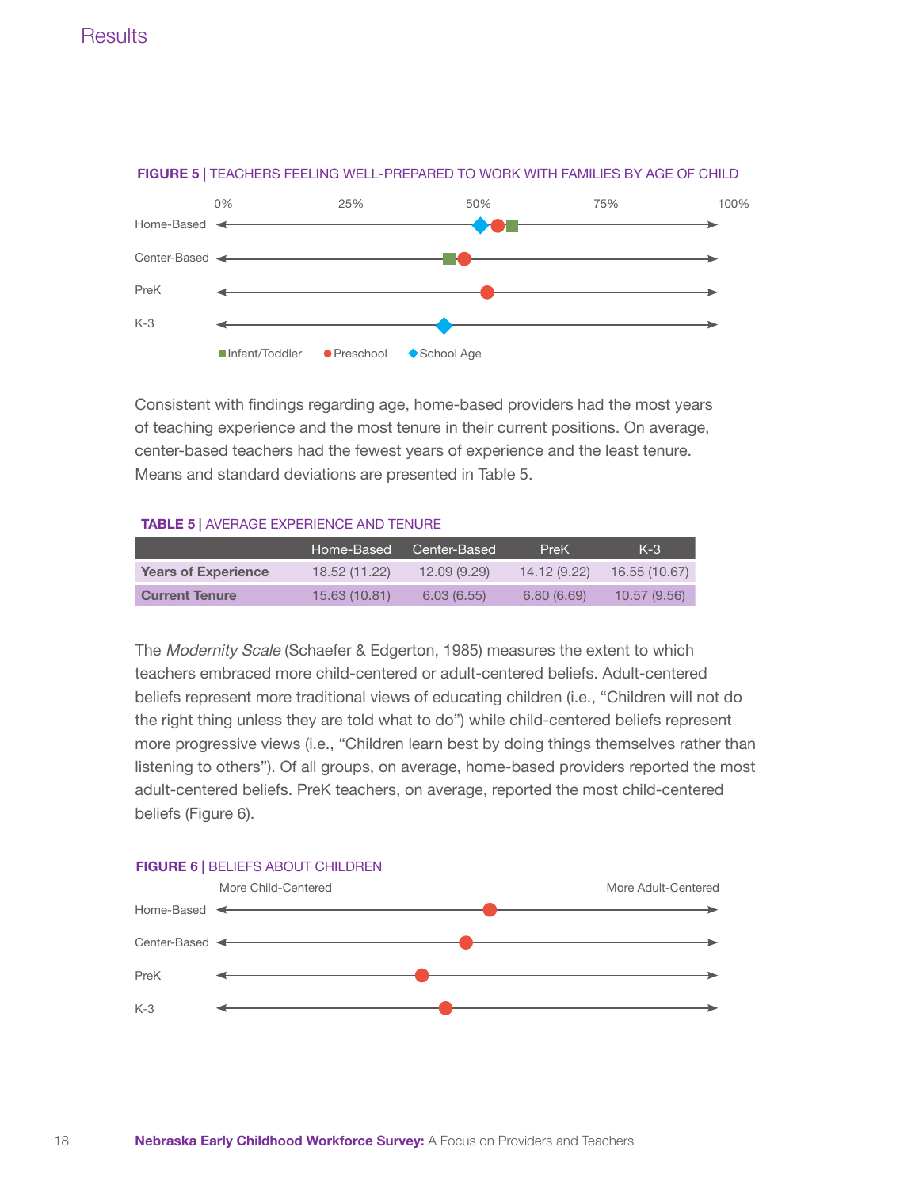## Results

**FIGURE 5 |** TEACHERS FEELING WELL-PREPARED TO WORK WITH FAMILIES BY AGE OF CHILD

0%
25%
50%
75%
100%

Home-Based
Center-Based
PreK
K-3

Infant/Toddler
Preschool
School Age

Consistent with findings regarding age, home-based providers had the most years of teaching experience and the most tenure in their current positions. On average, center-based teachers had the fewest years of experience and the least tenure. Means and standard deviations are presented in Table 5.

**TABLE 5 |** AVERAGE EXPERIENCE AND TENURE

| | Home-Based | Center-Based | PreK | K-3 |
|---|---|---|---|---|
| **Years of Experience** | 18.52 (11.22) | 12.09 (9.29) | 14.12 (9.22) | 16.55 (10.67) |
| **Current Tenure** | 15.63 (10.81) | 6.03 (6.55) | 6.80 (6.69) | 10.57 (9.56) |

The *Modernity Scale* (Schaefer & Edgerton, 1985) measures the extent to which teachers embraced more child-centered or adult-centered beliefs. Adult-centered beliefs represent more traditional views of educating children (i.e., "Children will not do the right thing unless they are told what to do") while child-centered beliefs represent more progressive views (i.e., "Children learn best by doing things themselves rather than listening to others"). Of all groups, on average, home-based providers reported the most adult-centered beliefs. PreK teachers, on average, reported the most child-centered beliefs (Figure 6).

**FIGURE 6 |** BELIEFS ABOUT CHILDREN

More Child-Centered
More Adult-Centered

Home-Based
Center-Based
PreK
K-3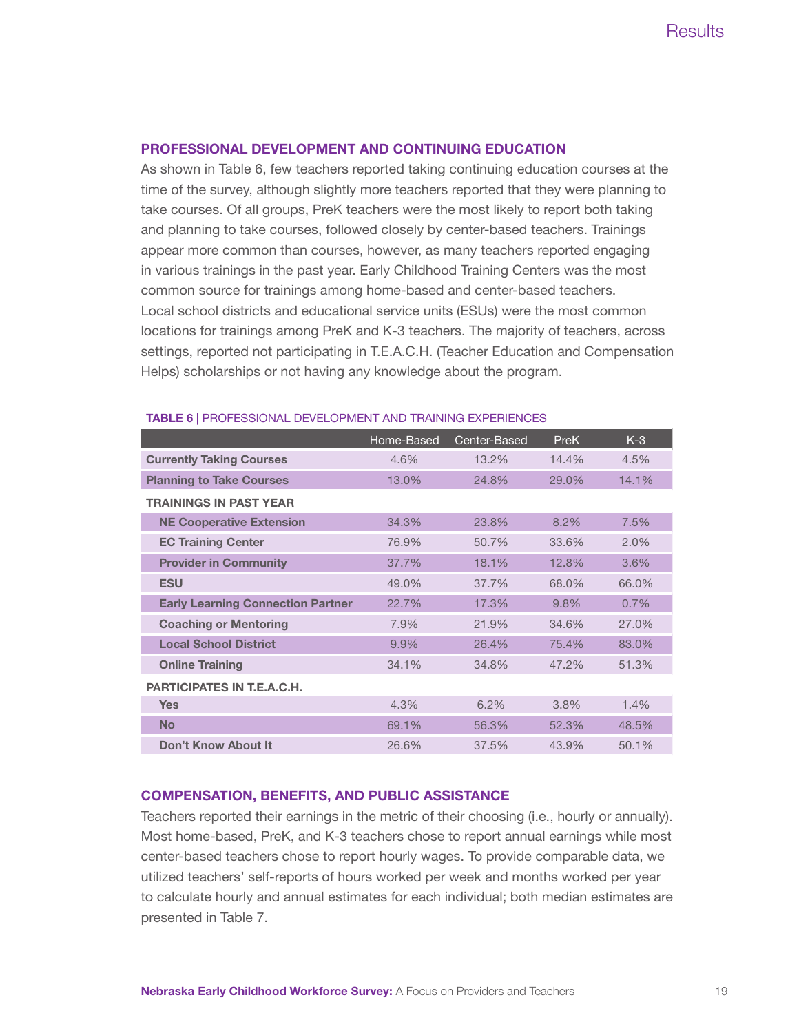## PROFESSIONAL DEVELOPMENT AND CONTINUING EDUCATION

As shown in Table 6, few teachers reported taking continuing education courses at the time of the survey, although slightly more teachers reported that they were planning to take courses. Of all groups, PreK teachers were the most likely to report both taking and planning to take courses, followed closely by center-based teachers. Trainings appear more common than courses, however, as many teachers reported engaging in various trainings in the past year. Early Childhood Training Centers was the most common source for trainings among home-based and center-based teachers. Local school districts and educational service units (ESUs) were the most common locations for trainings among PreK and K-3 teachers. The majority of teachers, across settings, reported not participating in T.E.A.C.H. (Teacher Education and Compensation Helps) scholarships or not having any knowledge about the program.

**TABLE 6 |** PROFESSIONAL DEVELOPMENT AND TRAINING EXPERIENCES

| | Home-Based | Center-Based | PreK | K-3 |
|---|---|---|---|---|
| **Currently Taking Courses** | 4.6% | 13.2% | 14.4% | 4.5% |
| **Planning to Take Courses** | 13.0% | 24.8% | 29.0% | 14.1% |
| **TRAININGS IN PAST YEAR** | | | | |
| **NE Cooperative Extension** | 34.3% | 23.8% | 8.2% | 7.5% |
| **EC Training Center** | 76.9% | 50.7% | 33.6% | 2.0% |
| **Provider in Community** | 37.7% | 18.1% | 12.8% | 3.6% |
| **ESU** | 49.0% | 37.7% | 68.0% | 66.0% |
| **Early Learning Connection Partner** | 22.7% | 17.3% | 9.8% | 0.7% |
| **Coaching or Mentoring** | 7.9% | 21.9% | 34.6% | 27.0% |
| **Local School District** | 9.9% | 26.4% | 75.4% | 83.0% |
| **Online Training** | 34.1% | 34.8% | 47.2% | 51.3% |
| **PARTICIPATES IN T.E.A.C.H.** | | | | |
| **Yes** | 4.3% | 6.2% | 3.8% | 1.4% |
| **No** | 69.1% | 56.3% | 52.3% | 48.5% |
| **Don't Know About It** | 26.6% | 37.5% | 43.9% | 50.1% |

## COMPENSATION, BENEFITS, AND PUBLIC ASSISTANCE

Teachers reported their earnings in the metric of their choosing (i.e., hourly or annually). Most home-based, PreK, and K-3 teachers chose to report annual earnings while most center-based teachers chose to report hourly wages. To provide comparable data, we utilized teachers' self-reports of hours worked per week and months worked per year to calculate hourly and annual estimates for each individual; both median estimates are presented in Table 7.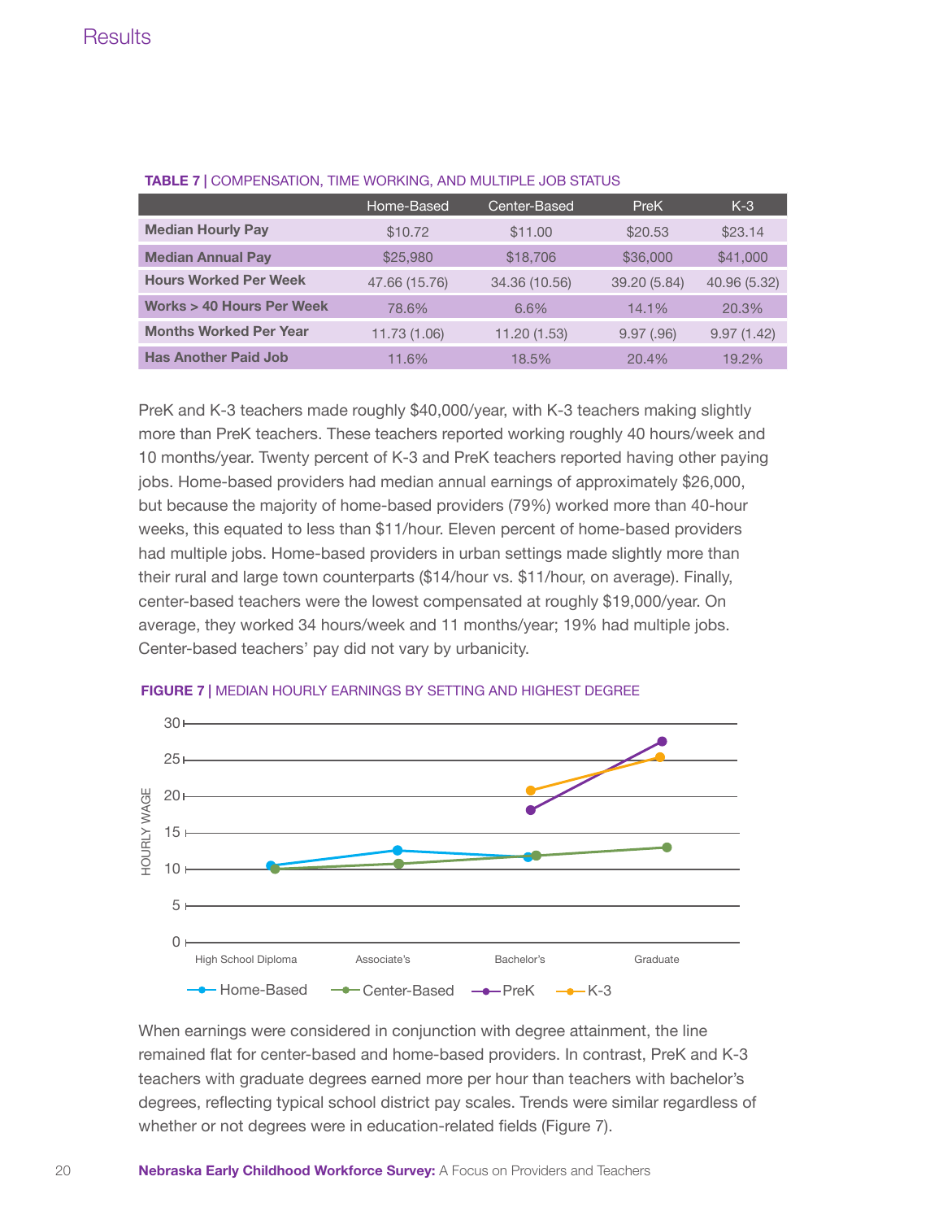# Results

**TABLE 7 |** COMPENSATION, TIME WORKING, AND MULTIPLE JOB STATUS

| | Home-Based | Center-Based | PreK | K-3 |
|---|---|---|---|---|
| **Median Hourly Pay** | $10.72 | $11.00 | $20.53 | $23.14 |
| **Median Annual Pay** | $25,980 | $18,706 | $36,000 | $41,000 |
| **Hours Worked Per Week** | 47.66 (15.76) | 34.36 (10.56) | 39.20 (5.84) | 40.96 (5.32) |
| **Works > 40 Hours Per Week** | 78.6% | 6.6% | 14.1% | 20.3% |
| **Months Worked Per Year** | 11.73 (1.06) | 11.20 (1.53) | 9.97 (.96) | 9.97 (1.42) |
| **Has Another Paid Job** | 11.6% | 18.5% | 20.4% | 19.2% |

PreK and K-3 teachers made roughly $40,000/year, with K-3 teachers making slightly more than PreK teachers. These teachers reported working roughly 40 hours/week and 10 months/year. Twenty percent of K-3 and PreK teachers reported having other paying jobs. Home-based providers had median annual earnings of approximately $26,000, but because the majority of home-based providers (79%) worked more than 40-hour weeks, this equated to less than $11/hour. Eleven percent of home-based providers had multiple jobs. Home-based providers in urban settings made slightly more than their rural and large town counterparts ($14/hour vs. $11/hour, on average). Finally, center-based teachers were the lowest compensated at roughly $19,000/year. On average, they worked 34 hours/week and 11 months/year; 19% had multiple jobs. Center-based teachers' pay did not vary by urbanicity.

**FIGURE 7 |** MEDIAN HOURLY EARNINGS BY SETTING AND HIGHEST DEGREE

HOURLY WAGE
30
25
20
15
10
5
0
High School Diploma
Associate's
Bachelor's
Graduate
Home-Based
Center-Based
PreK
K-3

When earnings were considered in conjunction with degree attainment, the line remained flat for center-based and home-based providers. In contrast, PreK and K-3 teachers with graduate degrees earned more per hour than teachers with bachelor's degrees, reflecting typical school district pay scales. Trends were similar regardless of whether or not degrees were in education-related fields (Figure 7).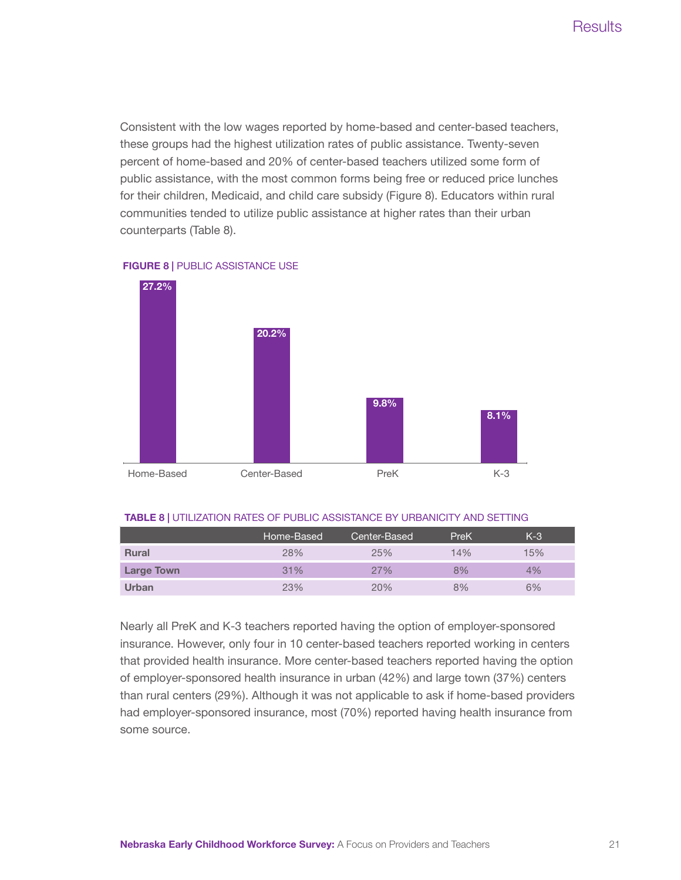Consistent with the low wages reported by home-based and center-based teachers, these groups had the highest utilization rates of public assistance. Twenty-seven percent of home-based and 20% of center-based teachers utilized some form of public assistance, with the most common forms being free or reduced price lunches for their children, Medicaid, and child care subsidy (Figure 8). Educators within rural communities tended to utilize public assistance at higher rates than their urban counterparts (Table 8).

**FIGURE 8 |** PUBLIC ASSISTANCE USE

| Home-Based | Center-Based | PreK | K-3 |
|---|---|---|---|
| 27.2% | 20.2% | 9.8% | 8.1% |

**TABLE 8 |** UTILIZATION RATES OF PUBLIC ASSISTANCE BY URBANICITY AND SETTING

| | Home-Based | Center-Based | PreK | K-3 |
|---|---|---|---|---|
| **Rural** | 28% | 25% | 14% | 15% |
| **Large Town** | 31% | 27% | 8% | 4% |
| **Urban** | 23% | 20% | 8% | 6% |

Nearly all PreK and K-3 teachers reported having the option of employer-sponsored insurance. However, only four in 10 center-based teachers reported working in centers that provided health insurance. More center-based teachers reported having the option of employer-sponsored health insurance in urban (42%) and large town (37%) centers than rural centers (29%). Although it was not applicable to ask if home-based providers had employer-sponsored insurance, most (70%) reported having health insurance from some source.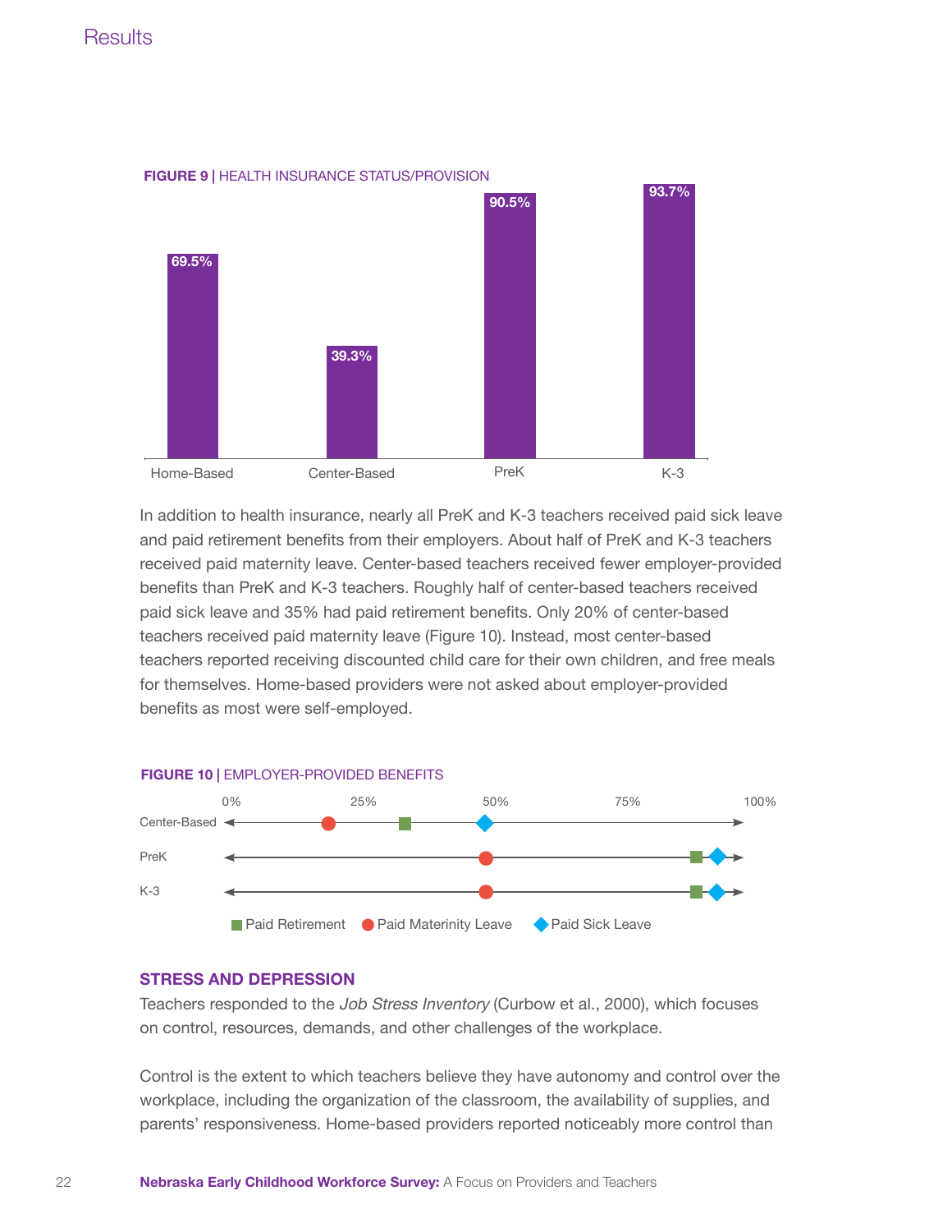**FIGURE 9** | HEALTH INSURANCE STATUS/PROVISION

69.5%
39.3%
90.5%
93.7%

Home-Based
Center-Based
PreK
K-3

In addition to health insurance, nearly all PreK and K-3 teachers received paid sick leave and paid retirement benefits from their employers. About half of PreK and K-3 teachers received paid maternity leave. Center-based teachers received fewer employer-provided benefits than PreK and K-3 teachers. Roughly half of center-based teachers received paid sick leave and 35% had paid retirement benefits. Only 20% of center-based teachers received paid maternity leave (Figure 10). Instead, most center-based teachers reported receiving discounted child care for their own children, and free meals for themselves. Home-based providers were not asked about employer-provided benefits as most were self-employed.

**FIGURE 10** | EMPLOYER-PROVIDED BENEFITS

0%
25%
50%
75%
100%

Center-Based
PreK
K-3

Paid Retirement
Paid Materinity Leave
Paid Sick Leave

## STRESS AND DEPRESSION

Teachers responded to the *Job Stress Inventory* (Curbow et al., 2000), which focuses on control, resources, demands, and other challenges of the workplace.

Control is the extent to which teachers believe they have autonomy and control over the workplace, including the organization of the classroom, the availability of supplies, and parents' responsiveness. Home-based providers reported noticeably more control than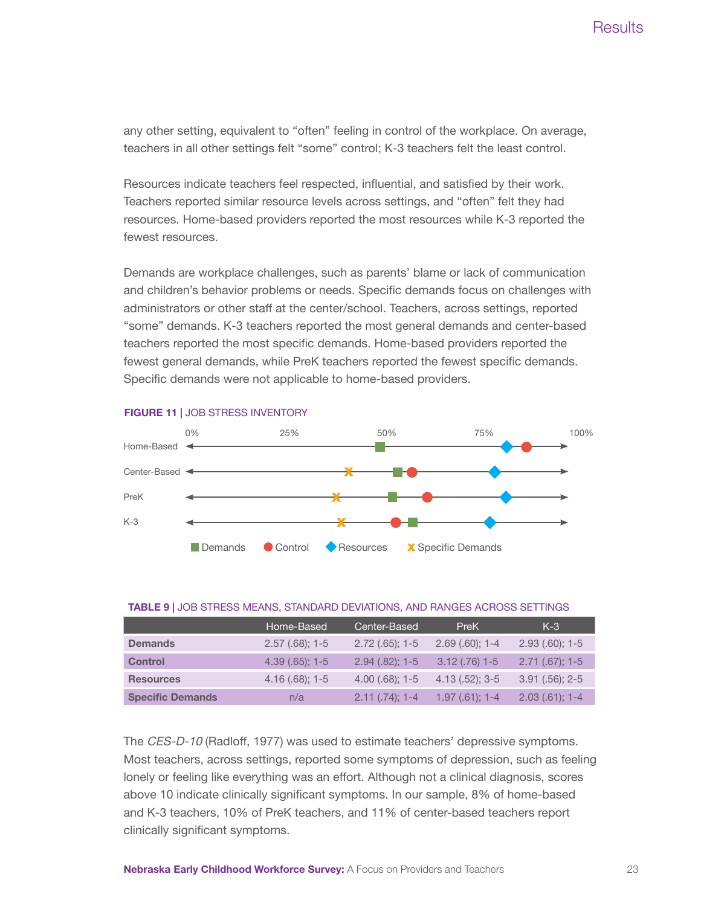any other setting, equivalent to "often" feeling in control of the workplace. On average, teachers in all other settings felt "some" control; K-3 teachers felt the least control.

Resources indicate teachers feel respected, influential, and satisfied by their work. Teachers reported similar resource levels across settings, and "often" felt they had resources. Home-based providers reported the most resources while K-3 reported the fewest resources.

Demands are workplace challenges, such as parents' blame or lack of communication and children's behavior problems or needs. Specific demands focus on challenges with administrators or other staff at the center/school. Teachers, across settings, reported "some" demands. K-3 teachers reported the most general demands and center-based teachers reported the most specific demands. Home-based providers reported the fewest general demands, while PreK teachers reported the fewest specific demands. Specific demands were not applicable to home-based providers.

**FIGURE 11** | JOB STRESS INVENTORY

0%
25%
50%
75%
100%
Home-Based
Center-Based
PreK
K-3
Demands
Control
Resources
Specific Demands

**TABLE 9** | JOB STRESS MEANS, STANDARD DEVIATIONS, AND RANGES ACROSS SETTINGS

| | Home-Based | Center-Based | PreK | K-3 |
|---|---|---|---|---|
| **Demands** | 2.57 (.68); 1-5 | 2.72 (.65); 1-5 | 2.69 (.60); 1-4 | 2.93 (.60); 1-5 |
| **Control** | 4.39 (.65); 1-5 | 2.94 (.82); 1-5 | 3.12 (.76) 1-5 | 2.71 (.67); 1-5 |
| **Resources** | 4.16 (.68); 1-5 | 4.00 (.68); 1-5 | 4.13 (.52); 3-5 | 3.91 (.56); 2-5 |
| **Specific Demands** | n/a | 2.11 (.74); 1-4 | 1.97 (.61); 1-4 | 2.03 (.61); 1-4 |

The *CES-D-10* (Radloff, 1977) was used to estimate teachers' depressive symptoms. Most teachers, across settings, reported some symptoms of depression, such as feeling lonely or feeling like everything was an effort. Although not a clinical diagnosis, scores above 10 indicate clinically significant symptoms. In our sample, 8% of home-based and K-3 teachers, 10% of PreK teachers, and 11% of center-based teachers report clinically significant symptoms.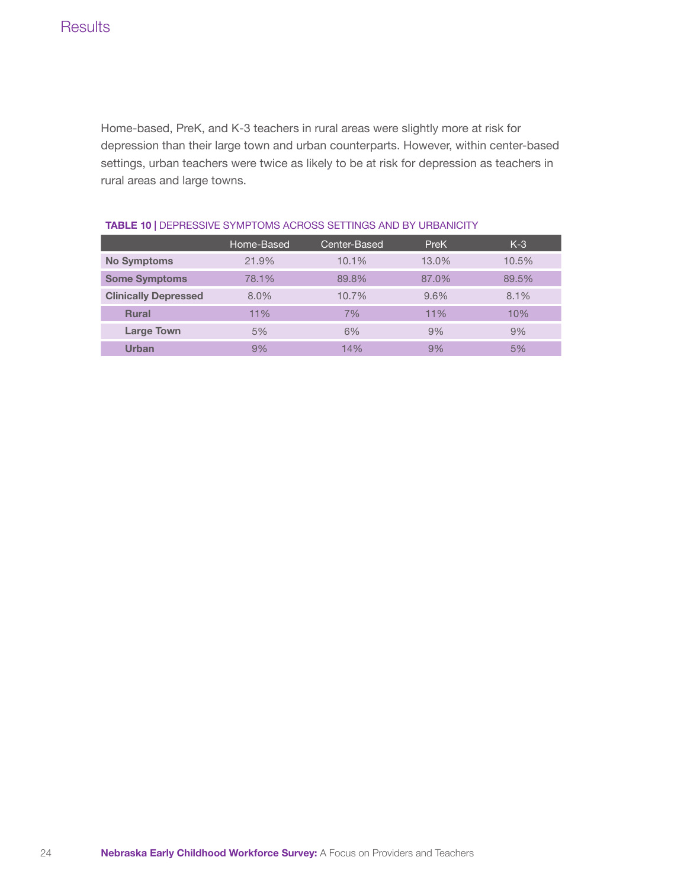Home-based, PreK, and K-3 teachers in rural areas were slightly more at risk for depression than their large town and urban counterparts. However, within center-based settings, urban teachers were twice as likely to be at risk for depression as teachers in rural areas and large towns.

**TABLE 10 |** DEPRESSIVE SYMPTOMS ACROSS SETTINGS AND BY URBANICITY

| | Home-Based | Center-Based | PreK | K-3 |
|---|---|---|---|---|
| **No Symptoms** | 21.9% | 10.1% | 13.0% | 10.5% |
| **Some Symptoms** | 78.1% | 89.8% | 87.0% | 89.5% |
| **Clinically Depressed** | 8.0% | 10.7% | 9.6% | 8.1% |
| **Rural** | 11% | 7% | 11% | 10% |
| **Large Town** | 5% | 6% | 9% | 9% |
| **Urban** | 9% | 14% | 9% | 5% |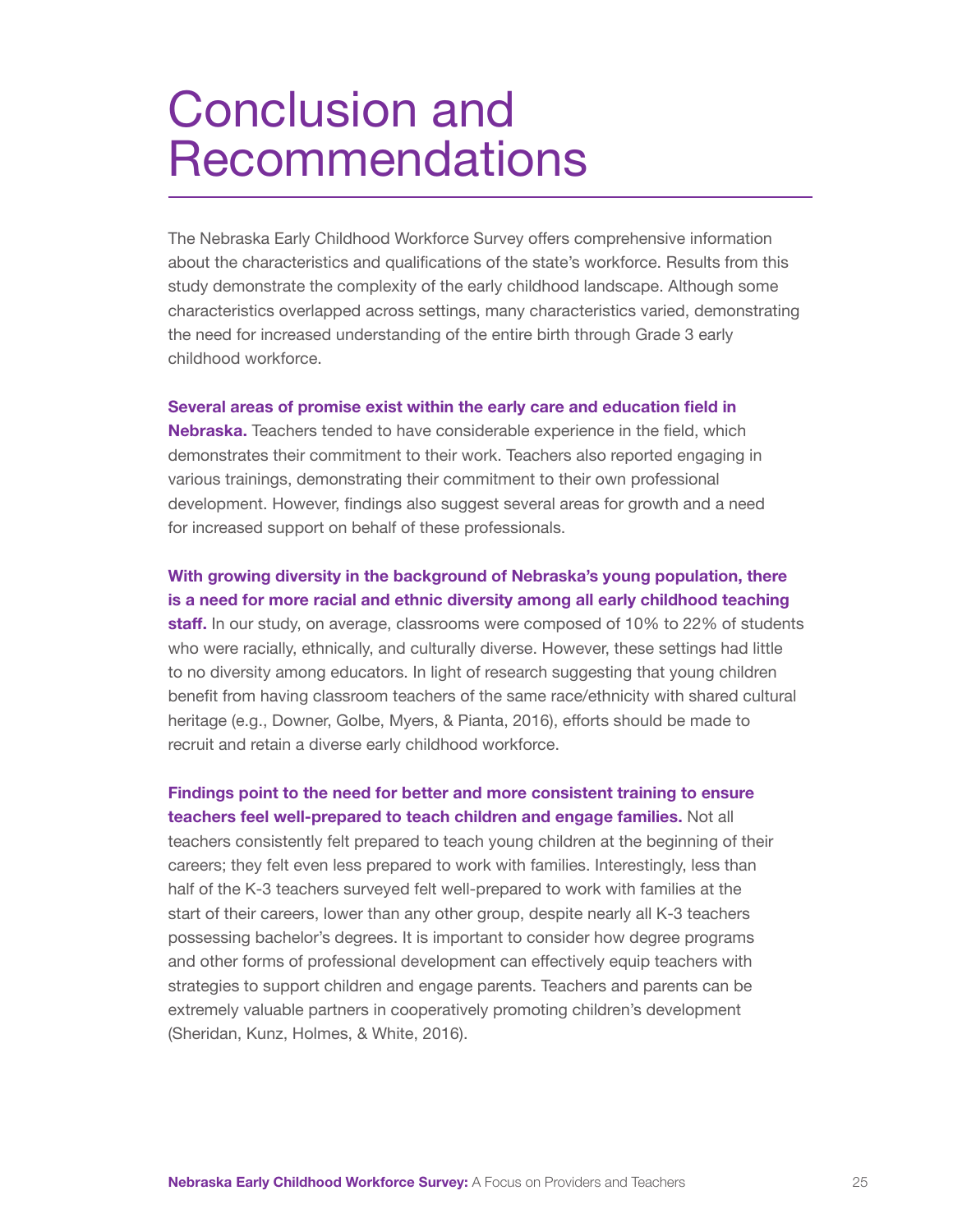# Conclusion and Recommendations

The Nebraska Early Childhood Workforce Survey offers comprehensive information about the characteristics and qualifications of the state's workforce. Results from this study demonstrate the complexity of the early childhood landscape. Although some characteristics overlapped across settings, many characteristics varied, demonstrating the need for increased understanding of the entire birth through Grade 3 early childhood workforce.

**Several areas of promise exist within the early care and education field in Nebraska.** Teachers tended to have considerable experience in the field, which demonstrates their commitment to their work. Teachers also reported engaging in various trainings, demonstrating their commitment to their own professional development. However, findings also suggest several areas for growth and a need for increased support on behalf of these professionals.

**With growing diversity in the background of Nebraska's young population, there is a need for more racial and ethnic diversity among all early childhood teaching staff.** In our study, on average, classrooms were composed of 10% to 22% of students who were racially, ethnically, and culturally diverse. However, these settings had little to no diversity among educators. In light of research suggesting that young children benefit from having classroom teachers of the same race/ethnicity with shared cultural heritage (e.g., Downer, Golbe, Myers, & Pianta, 2016), efforts should be made to recruit and retain a diverse early childhood workforce.

**Findings point to the need for better and more consistent training to ensure teachers feel well-prepared to teach children and engage families.** Not all teachers consistently felt prepared to teach young children at the beginning of their careers; they felt even less prepared to work with families. Interestingly, less than half of the K-3 teachers surveyed felt well-prepared to work with families at the start of their careers, lower than any other group, despite nearly all K-3 teachers possessing bachelor's degrees. It is important to consider how degree programs and other forms of professional development can effectively equip teachers with strategies to support children and engage parents. Teachers and parents can be extremely valuable partners in cooperatively promoting children's development (Sheridan, Kunz, Holmes, & White, 2016).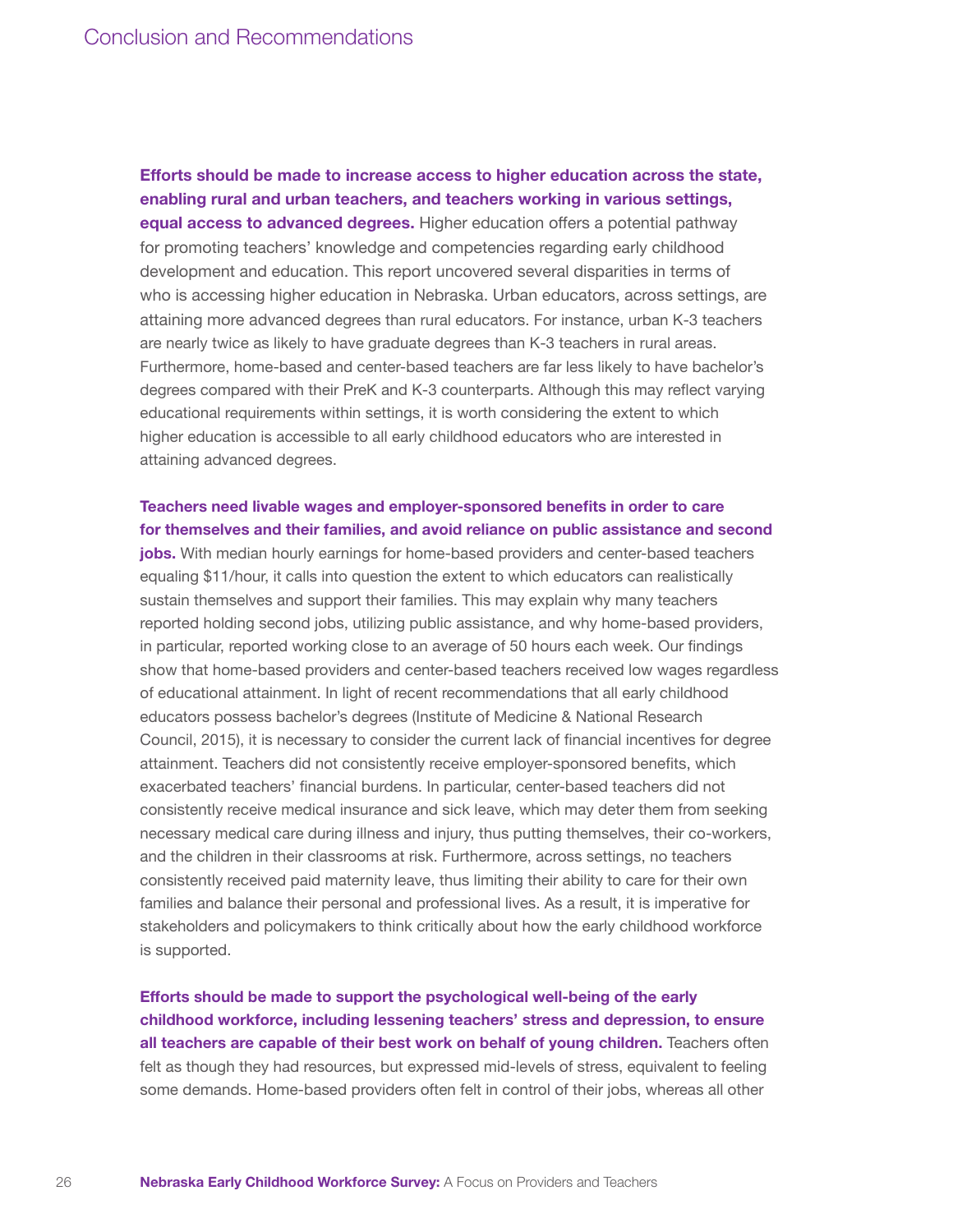**Efforts should be made to increase access to higher education across the state, enabling rural and urban teachers, and teachers working in various settings, equal access to advanced degrees.** Higher education offers a potential pathway for promoting teachers' knowledge and competencies regarding early childhood development and education. This report uncovered several disparities in terms of who is accessing higher education in Nebraska. Urban educators, across settings, are attaining more advanced degrees than rural educators. For instance, urban K-3 teachers are nearly twice as likely to have graduate degrees than K-3 teachers in rural areas. Furthermore, home-based and center-based teachers are far less likely to have bachelor's degrees compared with their PreK and K-3 counterparts. Although this may reflect varying educational requirements within settings, it is worth considering the extent to which higher education is accessible to all early childhood educators who are interested in attaining advanced degrees.

**Teachers need livable wages and employer-sponsored benefits in order to care for themselves and their families, and avoid reliance on public assistance and second jobs.** With median hourly earnings for home-based providers and center-based teachers equaling $11/hour, it calls into question the extent to which educators can realistically sustain themselves and support their families. This may explain why many teachers reported holding second jobs, utilizing public assistance, and why home-based providers, in particular, reported working close to an average of 50 hours each week. Our findings show that home-based providers and center-based teachers received low wages regardless of educational attainment. In light of recent recommendations that all early childhood educators possess bachelor's degrees (Institute of Medicine & National Research Council, 2015), it is necessary to consider the current lack of financial incentives for degree attainment. Teachers did not consistently receive employer-sponsored benefits, which exacerbated teachers' financial burdens. In particular, center-based teachers did not consistently receive medical insurance and sick leave, which may deter them from seeking necessary medical care during illness and injury, thus putting themselves, their co-workers, and the children in their classrooms at risk. Furthermore, across settings, no teachers consistently received paid maternity leave, thus limiting their ability to care for their own families and balance their personal and professional lives. As a result, it is imperative for stakeholders and policymakers to think critically about how the early childhood workforce is supported.

**Efforts should be made to support the psychological well-being of the early childhood workforce, including lessening teachers' stress and depression, to ensure all teachers are capable of their best work on behalf of young children.** Teachers often felt as though they had resources, but expressed mid-levels of stress, equivalent to feeling some demands. Home-based providers often felt in control of their jobs, whereas all other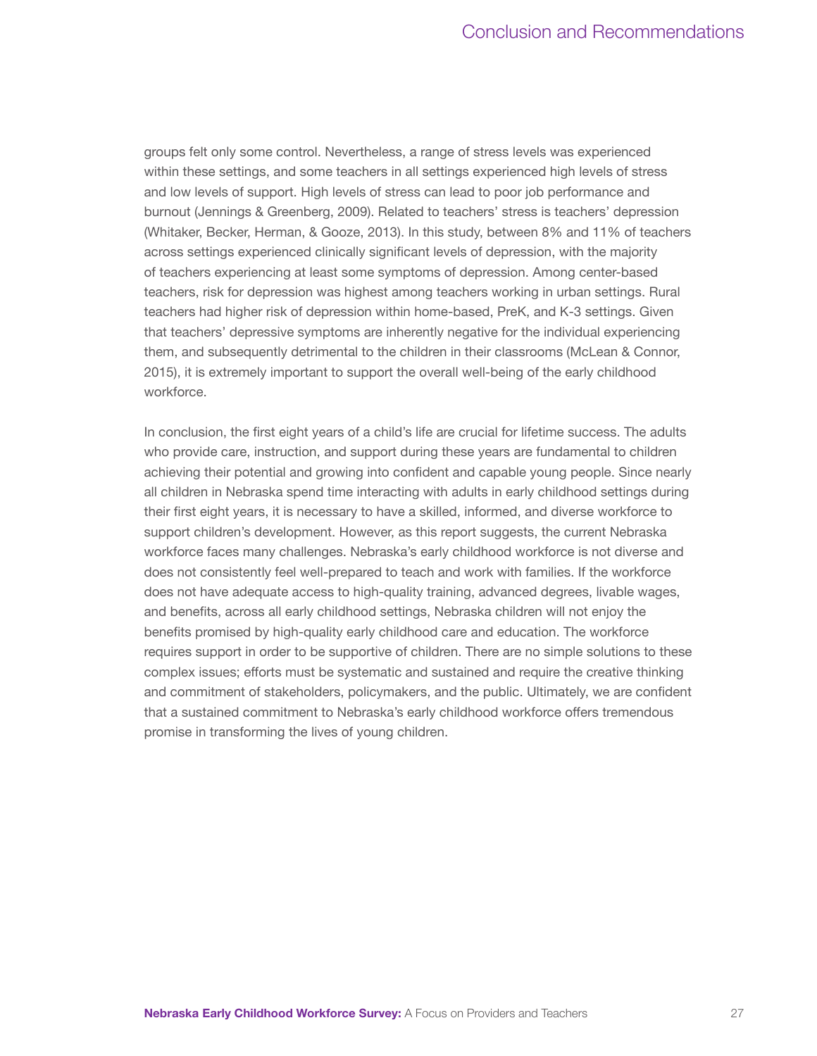groups felt only some control. Nevertheless, a range of stress levels was experienced within these settings, and some teachers in all settings experienced high levels of stress and low levels of support. High levels of stress can lead to poor job performance and burnout (Jennings & Greenberg, 2009). Related to teachers' stress is teachers' depression (Whitaker, Becker, Herman, & Gooze, 2013). In this study, between 8% and 11% of teachers across settings experienced clinically significant levels of depression, with the majority of teachers experiencing at least some symptoms of depression. Among center-based teachers, risk for depression was highest among teachers working in urban settings. Rural teachers had higher risk of depression within home-based, PreK, and K-3 settings. Given that teachers' depressive symptoms are inherently negative for the individual experiencing them, and subsequently detrimental to the children in their classrooms (McLean & Connor, 2015), it is extremely important to support the overall well-being of the early childhood workforce.

In conclusion, the first eight years of a child's life are crucial for lifetime success. The adults who provide care, instruction, and support during these years are fundamental to children achieving their potential and growing into confident and capable young people. Since nearly all children in Nebraska spend time interacting with adults in early childhood settings during their first eight years, it is necessary to have a skilled, informed, and diverse workforce to support children's development. However, as this report suggests, the current Nebraska workforce faces many challenges. Nebraska's early childhood workforce is not diverse and does not consistently feel well-prepared to teach and work with families. If the workforce does not have adequate access to high-quality training, advanced degrees, livable wages, and benefits, across all early childhood settings, Nebraska children will not enjoy the benefits promised by high-quality early childhood care and education. The workforce requires support in order to be supportive of children. There are no simple solutions to these complex issues; efforts must be systematic and sustained and require the creative thinking and commitment of stakeholders, policymakers, and the public. Ultimately, we are confident that a sustained commitment to Nebraska's early childhood workforce offers tremendous promise in transforming the lives of young children.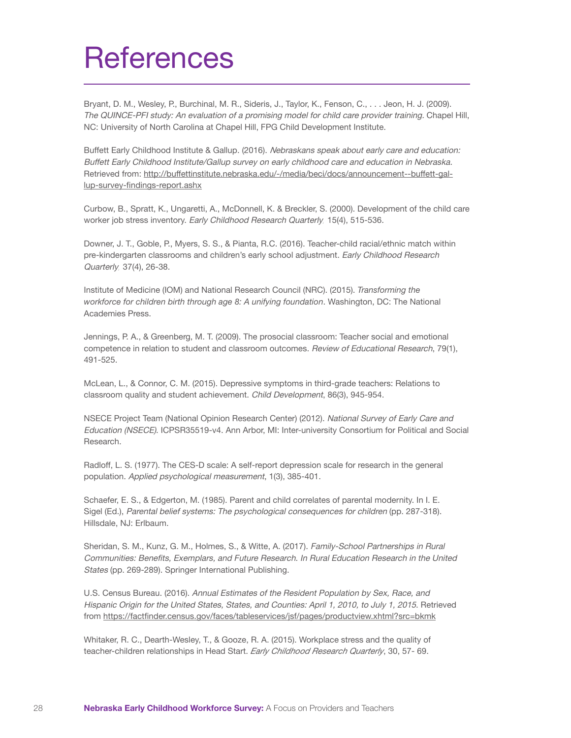# References

Bryant, D. M., Wesley, P., Burchinal, M. R., Sideris, J., Taylor, K., Fenson, C., . . . Jeon, H. J. (2009). *The QUINCE-PFI study: An evaluation of a promising model for child care provider training.* Chapel Hill, NC: University of North Carolina at Chapel Hill, FPG Child Development Institute.

Buffett Early Childhood Institute & Gallup. (2016). *Nebraskans speak about early care and education: Buffett Early Childhood Institute/Gallup survey on early childhood care and education in Nebraska.* Retrieved from: http://buffettinstitute.nebraska.edu/-/media/beci/docs/announcement--buffett-gallup-survey-findings-report.ashx

Curbow, B., Spratt, K., Ungaretti, A., McDonnell, K. & Breckler, S. (2000). Development of the child care worker job stress inventory. *Early Childhood Research Quarterly*, 15(4), 515-536.

Downer, J. T., Goble, P., Myers, S. S., & Pianta, R.C. (2016). Teacher-child racial/ethnic match within pre-kindergarten classrooms and children's early school adjustment. *Early Childhood Research Quarterly*, 37(4), 26-38.

Institute of Medicine (IOM) and National Research Council (NRC). (2015). *Transforming the workforce for children birth through age 8: A unifying foundation*. Washington, DC: The National Academies Press.

Jennings, P. A., & Greenberg, M. T. (2009). The prosocial classroom: Teacher social and emotional competence in relation to student and classroom outcomes. *Review of Educational Research*, 79(1), 491-525.

McLean, L., & Connor, C. M. (2015). Depressive symptoms in third-grade teachers: Relations to classroom quality and student achievement. *Child Development*, 86(3), 945-954.

NSECE Project Team (National Opinion Research Center) (2012). *National Survey of Early Care and Education (NSECE).* ICPSR35519-v4. Ann Arbor, MI: Inter-university Consortium for Political and Social Research.

Radloff, L. S. (1977). The CES-D scale: A self-report depression scale for research in the general population. *Applied psychological measurement*, 1(3), 385-401.

Schaefer, E. S., & Edgerton, M. (1985). Parent and child correlates of parental modernity. In I. E. Sigel (Ed.), *Parental belief systems: The psychological consequences for children* (pp. 287-318). Hillsdale, NJ: Erlbaum.

Sheridan, S. M., Kunz, G. M., Holmes, S., & Witte, A. (2017). *Family-School Partnerships in Rural Communities: Benefits, Exemplars, and Future Research. In Rural Education Research in the United States* (pp. 269-289). Springer International Publishing.

U.S. Census Bureau. (2016). *Annual Estimates of the Resident Population by Sex, Race, and Hispanic Origin for the United States, States, and Counties: April 1, 2010, to July 1, 2015*. Retrieved from https://factfinder.census.gov/faces/tableservices/jsf/pages/productview.xhtml?src=bkmk

Whitaker, R. C., Dearth-Wesley, T., & Gooze, R. A. (2015). Workplace stress and the quality of teacher-children relationships in Head Start. *Early Childhood Research Quarterly*, 30, 57- 69.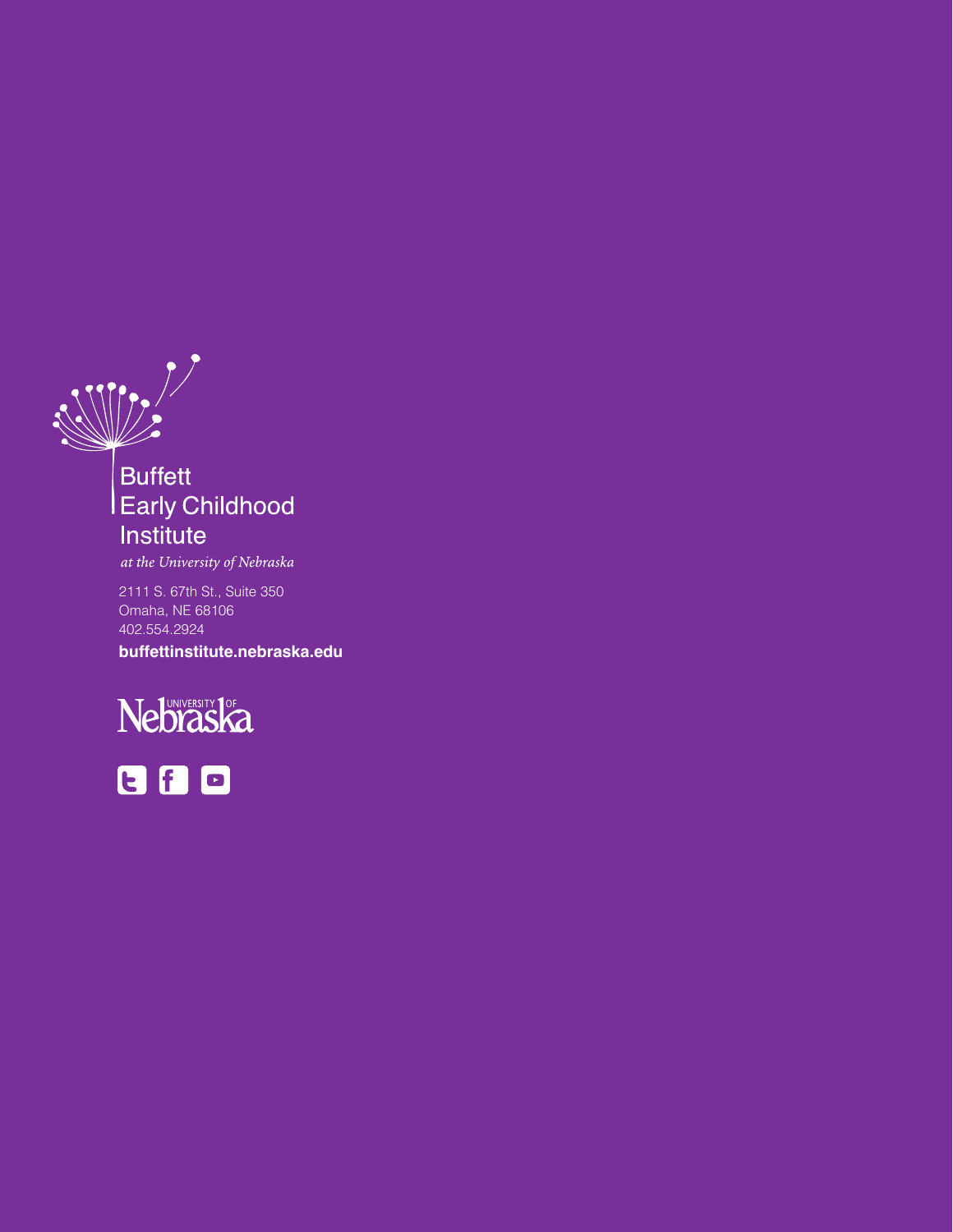Buffett
Early Childhood
Institute

*at the University of Nebraska*

2111 S. 67th St., Suite 350
Omaha, NE 68106
402.554.2924

**buffettinstitute.nebraska.edu**